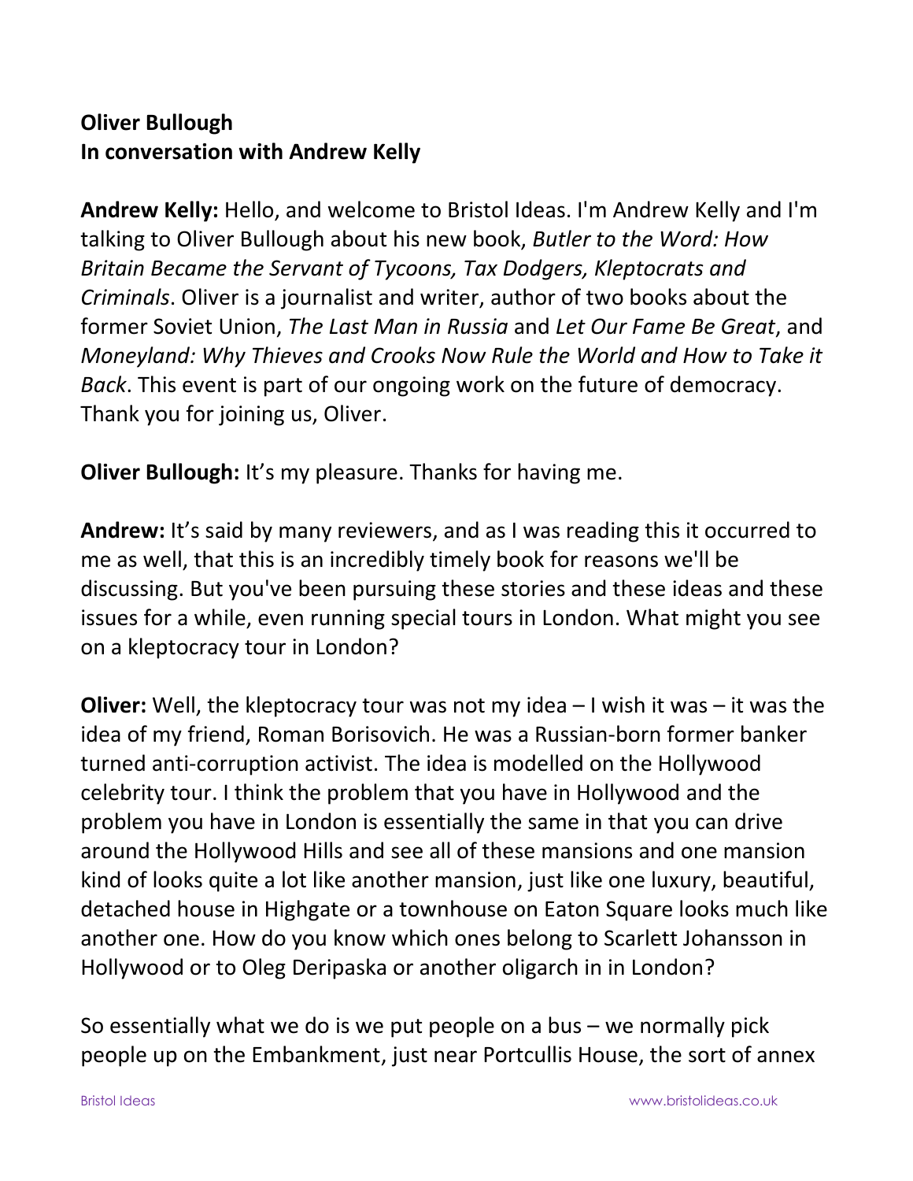**Oliver Bullough**
**In conversation with Andrew Kelly**

**Andrew Kelly:** Hello, and welcome to Bristol Ideas. I'm Andrew Kelly and I'm talking to Oliver Bullough about his new book, *Butler to the Word: How Britain Became the Servant of Tycoons, Tax Dodgers, Kleptocrats and Criminals*. Oliver is a journalist and writer, author of two books about the former Soviet Union, *The Last Man in Russia* and *Let Our Fame Be Great*, and *Moneyland: Why Thieves and Crooks Now Rule the World and How to Take it Back*. This event is part of our ongoing work on the future of democracy. Thank you for joining us, Oliver.

**Oliver Bullough:** It's my pleasure. Thanks for having me.

**Andrew:** It's said by many reviewers, and as I was reading this it occurred to me as well, that this is an incredibly timely book for reasons we'll be discussing. But you've been pursuing these stories and these ideas and these issues for a while, even running special tours in London. What might you see on a kleptocracy tour in London?

**Oliver:** Well, the kleptocracy tour was not my idea – I wish it was – it was the idea of my friend, Roman Borisovich. He was a Russian-born former banker turned anti-corruption activist. The idea is modelled on the Hollywood celebrity tour. I think the problem that you have in Hollywood and the problem you have in London is essentially the same in that you can drive around the Hollywood Hills and see all of these mansions and one mansion kind of looks quite a lot like another mansion, just like one luxury, beautiful, detached house in Highgate or a townhouse on Eaton Square looks much like another one. How do you know which ones belong to Scarlett Johansson in Hollywood or to Oleg Deripaska or another oligarch in in London?

So essentially what we do is we put people on a bus – we normally pick people up on the Embankment, just near Portcullis House, the sort of annex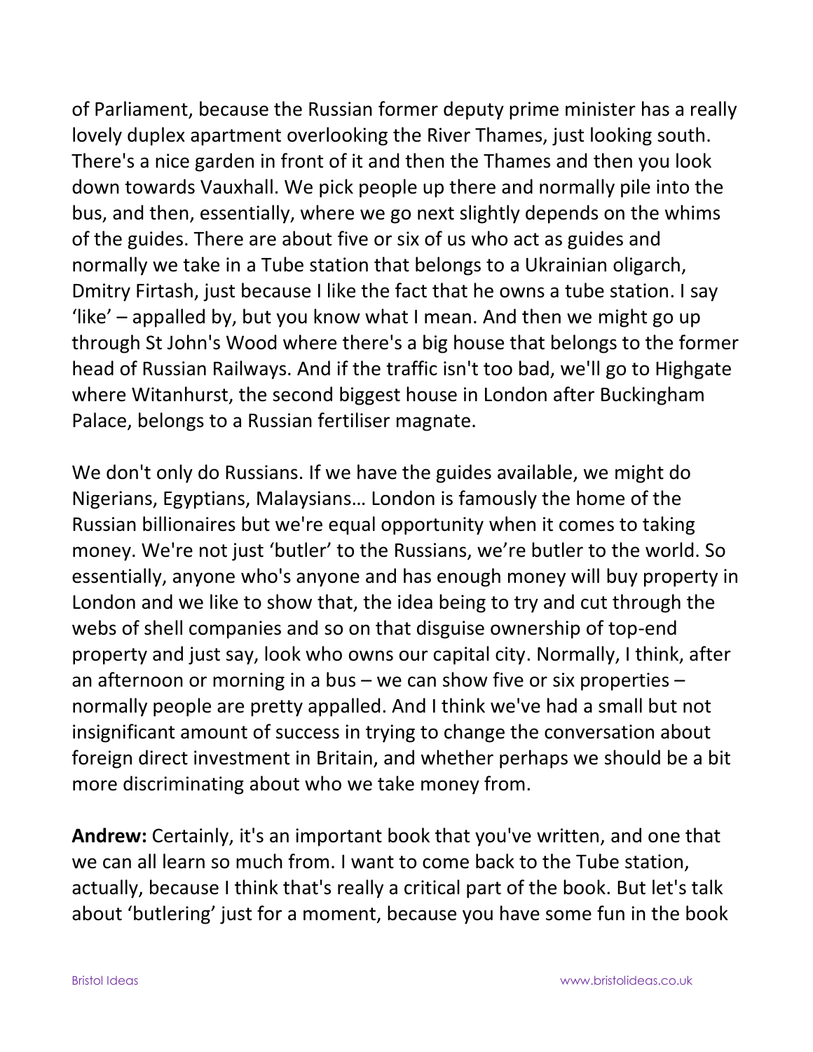of Parliament, because the Russian former deputy prime minister has a really lovely duplex apartment overlooking the River Thames, just looking south. There's a nice garden in front of it and then the Thames and then you look down towards Vauxhall. We pick people up there and normally pile into the bus, and then, essentially, where we go next slightly depends on the whims of the guides. There are about five or six of us who act as guides and normally we take in a Tube station that belongs to a Ukrainian oligarch, Dmitry Firtash, just because I like the fact that he owns a tube station. I say 'like' – appalled by, but you know what I mean. And then we might go up through St John's Wood where there's a big house that belongs to the former head of Russian Railways. And if the traffic isn't too bad, we'll go to Highgate where Witanhurst, the second biggest house in London after Buckingham Palace, belongs to a Russian fertiliser magnate.

We don't only do Russians. If we have the guides available, we might do Nigerians, Egyptians, Malaysians… London is famously the home of the Russian billionaires but we're equal opportunity when it comes to taking money. We're not just 'butler' to the Russians, we're butler to the world. So essentially, anyone who's anyone and has enough money will buy property in London and we like to show that, the idea being to try and cut through the webs of shell companies and so on that disguise ownership of top-end property and just say, look who owns our capital city. Normally, I think, after an afternoon or morning in a bus – we can show five or six properties – normally people are pretty appalled. And I think we've had a small but not insignificant amount of success in trying to change the conversation about foreign direct investment in Britain, and whether perhaps we should be a bit more discriminating about who we take money from.

**Andrew:** Certainly, it's an important book that you've written, and one that we can all learn so much from. I want to come back to the Tube station, actually, because I think that's really a critical part of the book. But let's talk about 'butlering' just for a moment, because you have some fun in the book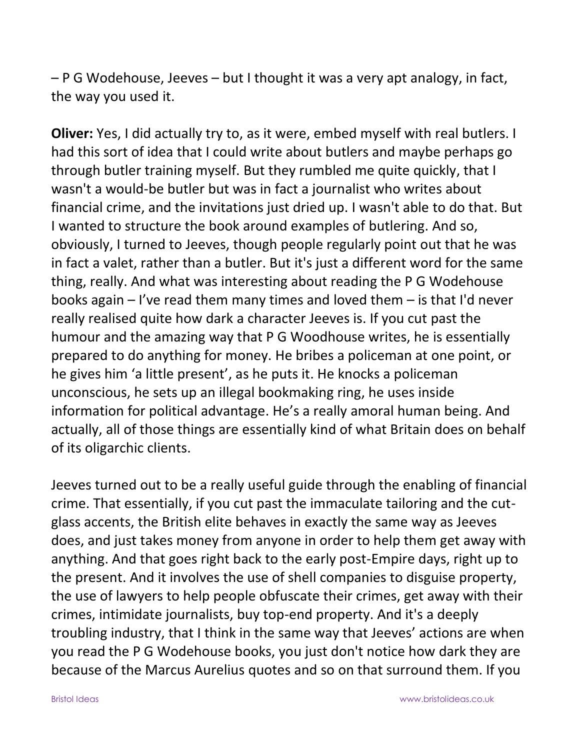– P G Wodehouse, Jeeves – but I thought it was a very apt analogy, in fact, the way you used it.

**Oliver:** Yes, I did actually try to, as it were, embed myself with real butlers. I had this sort of idea that I could write about butlers and maybe perhaps go through butler training myself. But they rumbled me quite quickly, that I wasn't a would-be butler but was in fact a journalist who writes about financial crime, and the invitations just dried up. I wasn't able to do that. But I wanted to structure the book around examples of butlering. And so, obviously, I turned to Jeeves, though people regularly point out that he was in fact a valet, rather than a butler. But it's just a different word for the same thing, really. And what was interesting about reading the P G Wodehouse books again – I've read them many times and loved them – is that I'd never really realised quite how dark a character Jeeves is. If you cut past the humour and the amazing way that P G Woodhouse writes, he is essentially prepared to do anything for money. He bribes a policeman at one point, or he gives him 'a little present', as he puts it. He knocks a policeman unconscious, he sets up an illegal bookmaking ring, he uses inside information for political advantage. He's a really amoral human being. And actually, all of those things are essentially kind of what Britain does on behalf of its oligarchic clients.

Jeeves turned out to be a really useful guide through the enabling of financial crime. That essentially, if you cut past the immaculate tailoring and the cut-glass accents, the British elite behaves in exactly the same way as Jeeves does, and just takes money from anyone in order to help them get away with anything. And that goes right back to the early post-Empire days, right up to the present. And it involves the use of shell companies to disguise property, the use of lawyers to help people obfuscate their crimes, get away with their crimes, intimidate journalists, buy top-end property. And it's a deeply troubling industry, that I think in the same way that Jeeves' actions are when you read the P G Wodehouse books, you just don't notice how dark they are because of the Marcus Aurelius quotes and so on that surround them. If you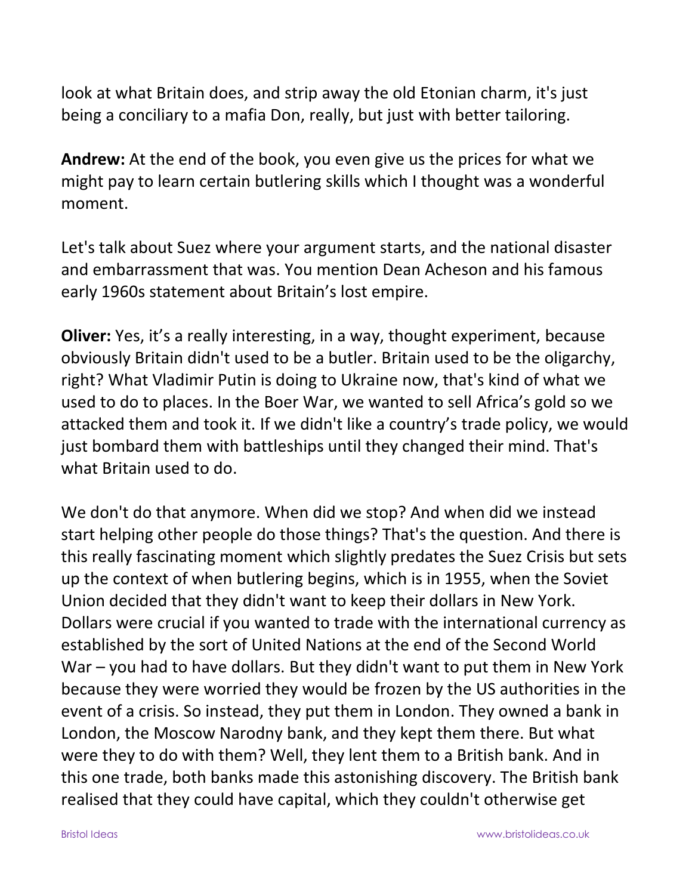look at what Britain does, and strip away the old Etonian charm, it's just being a conciliary to a mafia Don, really, but just with better tailoring.

**Andrew:** At the end of the book, you even give us the prices for what we might pay to learn certain butlering skills which I thought was a wonderful moment.

Let's talk about Suez where your argument starts, and the national disaster and embarrassment that was. You mention Dean Acheson and his famous early 1960s statement about Britain's lost empire.

**Oliver:** Yes, it's a really interesting, in a way, thought experiment, because obviously Britain didn't used to be a butler. Britain used to be the oligarchy, right? What Vladimir Putin is doing to Ukraine now, that's kind of what we used to do to places. In the Boer War, we wanted to sell Africa's gold so we attacked them and took it. If we didn't like a country's trade policy, we would just bombard them with battleships until they changed their mind. That's what Britain used to do.

We don't do that anymore. When did we stop? And when did we instead start helping other people do those things? That's the question. And there is this really fascinating moment which slightly predates the Suez Crisis but sets up the context of when butlering begins, which is in 1955, when the Soviet Union decided that they didn't want to keep their dollars in New York. Dollars were crucial if you wanted to trade with the international currency as established by the sort of United Nations at the end of the Second World War – you had to have dollars. But they didn't want to put them in New York because they were worried they would be frozen by the US authorities in the event of a crisis. So instead, they put them in London. They owned a bank in London, the Moscow Narodny bank, and they kept them there. But what were they to do with them? Well, they lent them to a British bank. And in this one trade, both banks made this astonishing discovery. The British bank realised that they could have capital, which they couldn't otherwise get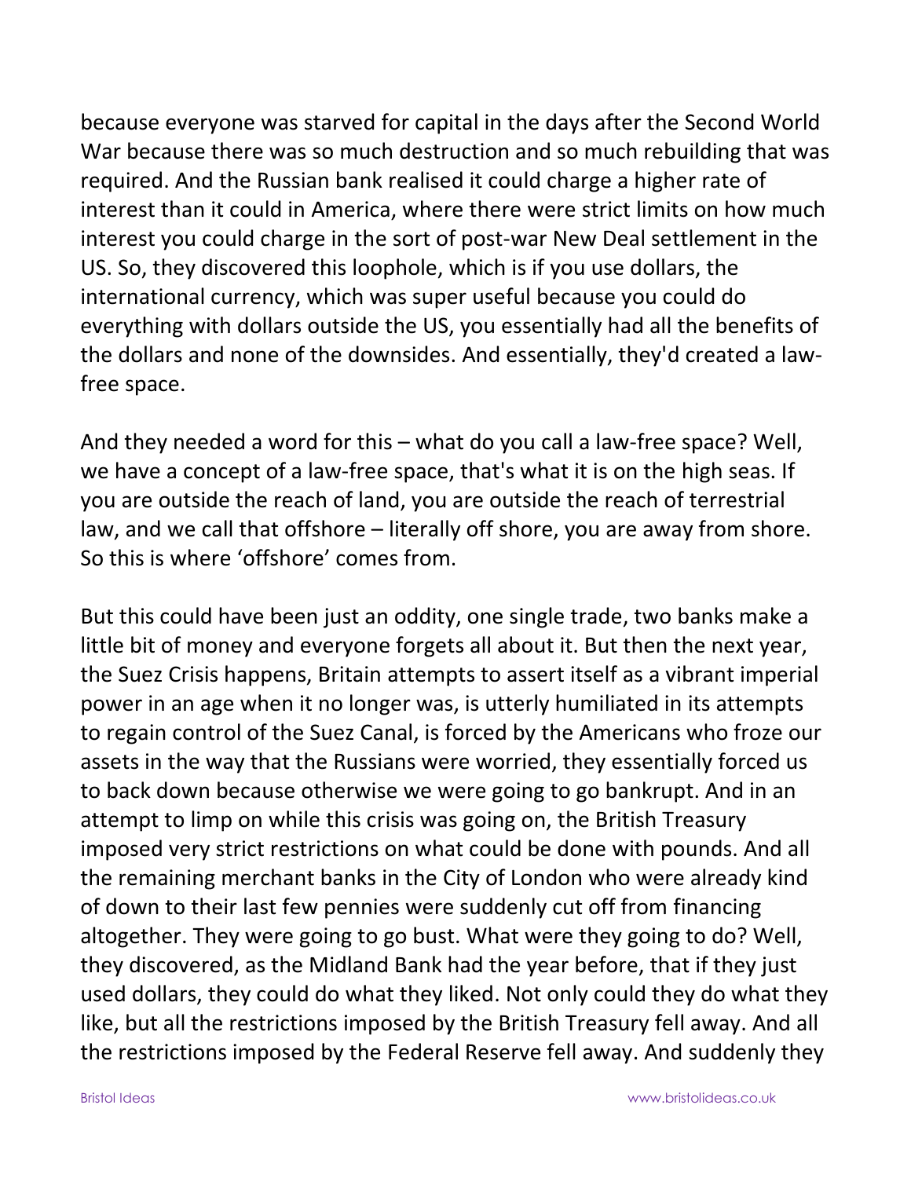because everyone was starved for capital in the days after the Second World War because there was so much destruction and so much rebuilding that was required. And the Russian bank realised it could charge a higher rate of interest than it could in America, where there were strict limits on how much interest you could charge in the sort of post-war New Deal settlement in the US. So, they discovered this loophole, which is if you use dollars, the international currency, which was super useful because you could do everything with dollars outside the US, you essentially had all the benefits of the dollars and none of the downsides. And essentially, they'd created a law-free space.

And they needed a word for this – what do you call a law-free space? Well, we have a concept of a law-free space, that's what it is on the high seas. If you are outside the reach of land, you are outside the reach of terrestrial law, and we call that offshore – literally off shore, you are away from shore. So this is where 'offshore' comes from.

But this could have been just an oddity, one single trade, two banks make a little bit of money and everyone forgets all about it. But then the next year, the Suez Crisis happens, Britain attempts to assert itself as a vibrant imperial power in an age when it no longer was, is utterly humiliated in its attempts to regain control of the Suez Canal, is forced by the Americans who froze our assets in the way that the Russians were worried, they essentially forced us to back down because otherwise we were going to go bankrupt. And in an attempt to limp on while this crisis was going on, the British Treasury imposed very strict restrictions on what could be done with pounds. And all the remaining merchant banks in the City of London who were already kind of down to their last few pennies were suddenly cut off from financing altogether. They were going to go bust. What were they going to do? Well, they discovered, as the Midland Bank had the year before, that if they just used dollars, they could do what they liked. Not only could they do what they like, but all the restrictions imposed by the British Treasury fell away. And all the restrictions imposed by the Federal Reserve fell away. And suddenly they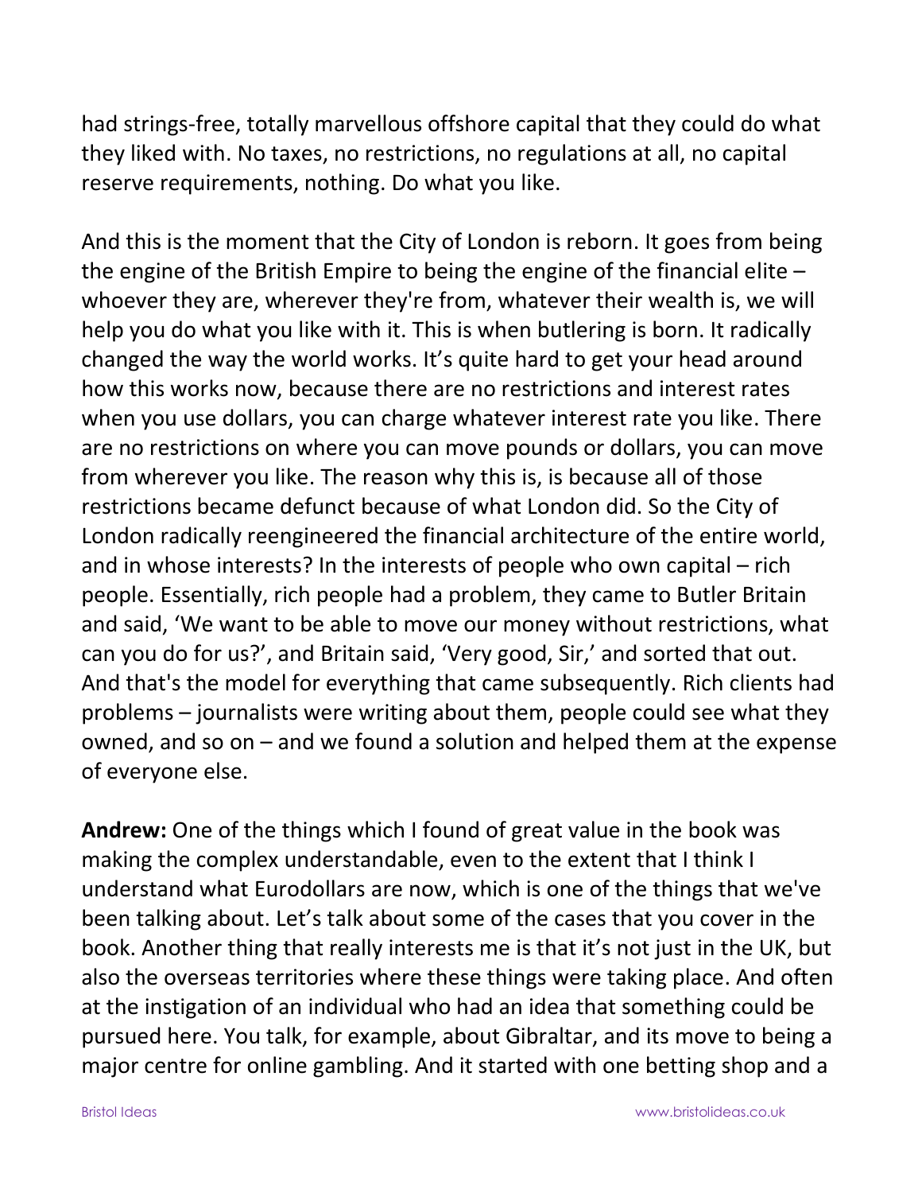had strings-free, totally marvellous offshore capital that they could do what they liked with. No taxes, no restrictions, no regulations at all, no capital reserve requirements, nothing. Do what you like.

And this is the moment that the City of London is reborn. It goes from being the engine of the British Empire to being the engine of the financial elite – whoever they are, wherever they're from, whatever their wealth is, we will help you do what you like with it. This is when butlering is born. It radically changed the way the world works. It's quite hard to get your head around how this works now, because there are no restrictions and interest rates when you use dollars, you can charge whatever interest rate you like. There are no restrictions on where you can move pounds or dollars, you can move from wherever you like. The reason why this is, is because all of those restrictions became defunct because of what London did. So the City of London radically reengineered the financial architecture of the entire world, and in whose interests? In the interests of people who own capital – rich people. Essentially, rich people had a problem, they came to Butler Britain and said, 'We want to be able to move our money without restrictions, what can you do for us?', and Britain said, 'Very good, Sir,' and sorted that out. And that's the model for everything that came subsequently. Rich clients had problems – journalists were writing about them, people could see what they owned, and so on – and we found a solution and helped them at the expense of everyone else.

**Andrew:** One of the things which I found of great value in the book was making the complex understandable, even to the extent that I think I understand what Eurodollars are now, which is one of the things that we've been talking about. Let's talk about some of the cases that you cover in the book. Another thing that really interests me is that it's not just in the UK, but also the overseas territories where these things were taking place. And often at the instigation of an individual who had an idea that something could be pursued here. You talk, for example, about Gibraltar, and its move to being a major centre for online gambling. And it started with one betting shop and a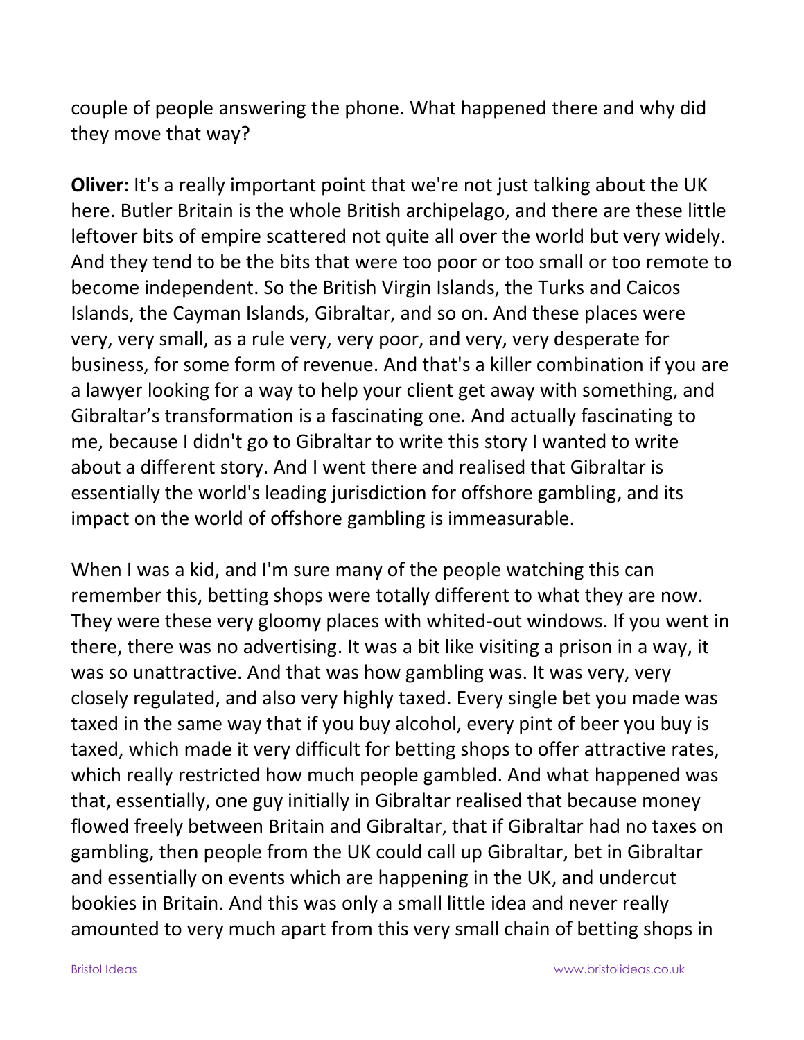couple of people answering the phone. What happened there and why did they move that way?

**Oliver:** It's a really important point that we're not just talking about the UK here. Butler Britain is the whole British archipelago, and there are these little leftover bits of empire scattered not quite all over the world but very widely. And they tend to be the bits that were too poor or too small or too remote to become independent. So the British Virgin Islands, the Turks and Caicos Islands, the Cayman Islands, Gibraltar, and so on. And these places were very, very small, as a rule very, very poor, and very, very desperate for business, for some form of revenue. And that's a killer combination if you are a lawyer looking for a way to help your client get away with something, and Gibraltar's transformation is a fascinating one. And actually fascinating to me, because I didn't go to Gibraltar to write this story I wanted to write about a different story. And I went there and realised that Gibraltar is essentially the world's leading jurisdiction for offshore gambling, and its impact on the world of offshore gambling is immeasurable.

When I was a kid, and I'm sure many of the people watching this can remember this, betting shops were totally different to what they are now. They were these very gloomy places with whited-out windows. If you went in there, there was no advertising. It was a bit like visiting a prison in a way, it was so unattractive. And that was how gambling was. It was very, very closely regulated, and also very highly taxed. Every single bet you made was taxed in the same way that if you buy alcohol, every pint of beer you buy is taxed, which made it very difficult for betting shops to offer attractive rates, which really restricted how much people gambled. And what happened was that, essentially, one guy initially in Gibraltar realised that because money flowed freely between Britain and Gibraltar, that if Gibraltar had no taxes on gambling, then people from the UK could call up Gibraltar, bet in Gibraltar and essentially on events which are happening in the UK, and undercut bookies in Britain. And this was only a small little idea and never really amounted to very much apart from this very small chain of betting shops in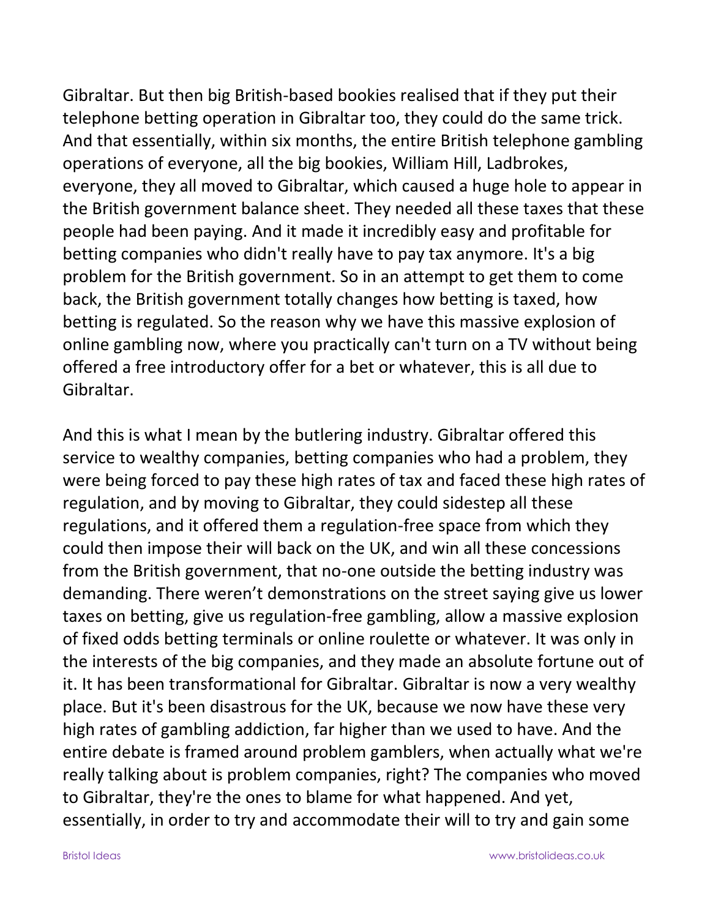Gibraltar. But then big British-based bookies realised that if they put their telephone betting operation in Gibraltar too, they could do the same trick. And that essentially, within six months, the entire British telephone gambling operations of everyone, all the big bookies, William Hill, Ladbrokes, everyone, they all moved to Gibraltar, which caused a huge hole to appear in the British government balance sheet. They needed all these taxes that these people had been paying. And it made it incredibly easy and profitable for betting companies who didn't really have to pay tax anymore. It's a big problem for the British government. So in an attempt to get them to come back, the British government totally changes how betting is taxed, how betting is regulated. So the reason why we have this massive explosion of online gambling now, where you practically can't turn on a TV without being offered a free introductory offer for a bet or whatever, this is all due to Gibraltar.

And this is what I mean by the butlering industry. Gibraltar offered this service to wealthy companies, betting companies who had a problem, they were being forced to pay these high rates of tax and faced these high rates of regulation, and by moving to Gibraltar, they could sidestep all these regulations, and it offered them a regulation-free space from which they could then impose their will back on the UK, and win all these concessions from the British government, that no-one outside the betting industry was demanding. There weren’t demonstrations on the street saying give us lower taxes on betting, give us regulation-free gambling, allow a massive explosion of fixed odds betting terminals or online roulette or whatever. It was only in the interests of the big companies, and they made an absolute fortune out of it. It has been transformational for Gibraltar. Gibraltar is now a very wealthy place. But it's been disastrous for the UK, because we now have these very high rates of gambling addiction, far higher than we used to have. And the entire debate is framed around problem gamblers, when actually what we're really talking about is problem companies, right? The companies who moved to Gibraltar, they're the ones to blame for what happened. And yet, essentially, in order to try and accommodate their will to try and gain some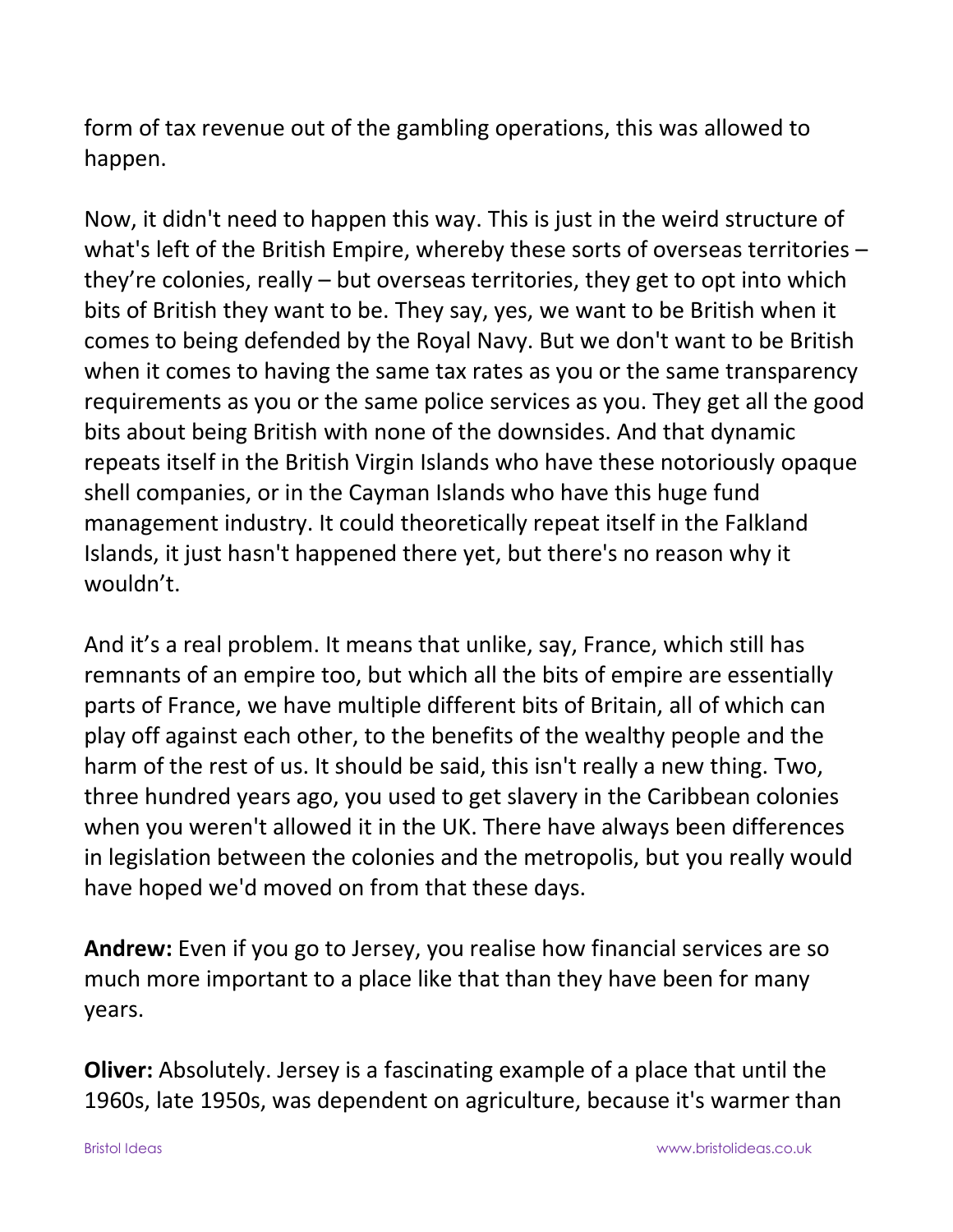form of tax revenue out of the gambling operations, this was allowed to happen.

Now, it didn't need to happen this way. This is just in the weird structure of what's left of the British Empire, whereby these sorts of overseas territories – they're colonies, really – but overseas territories, they get to opt into which bits of British they want to be. They say, yes, we want to be British when it comes to being defended by the Royal Navy. But we don't want to be British when it comes to having the same tax rates as you or the same transparency requirements as you or the same police services as you. They get all the good bits about being British with none of the downsides. And that dynamic repeats itself in the British Virgin Islands who have these notoriously opaque shell companies, or in the Cayman Islands who have this huge fund management industry. It could theoretically repeat itself in the Falkland Islands, it just hasn't happened there yet, but there's no reason why it wouldn't.

And it's a real problem. It means that unlike, say, France, which still has remnants of an empire too, but which all the bits of empire are essentially parts of France, we have multiple different bits of Britain, all of which can play off against each other, to the benefits of the wealthy people and the harm of the rest of us. It should be said, this isn't really a new thing. Two, three hundred years ago, you used to get slavery in the Caribbean colonies when you weren't allowed it in the UK. There have always been differences in legislation between the colonies and the metropolis, but you really would have hoped we'd moved on from that these days.

**Andrew:** Even if you go to Jersey, you realise how financial services are so much more important to a place like that than they have been for many years.

**Oliver:** Absolutely. Jersey is a fascinating example of a place that until the 1960s, late 1950s, was dependent on agriculture, because it's warmer than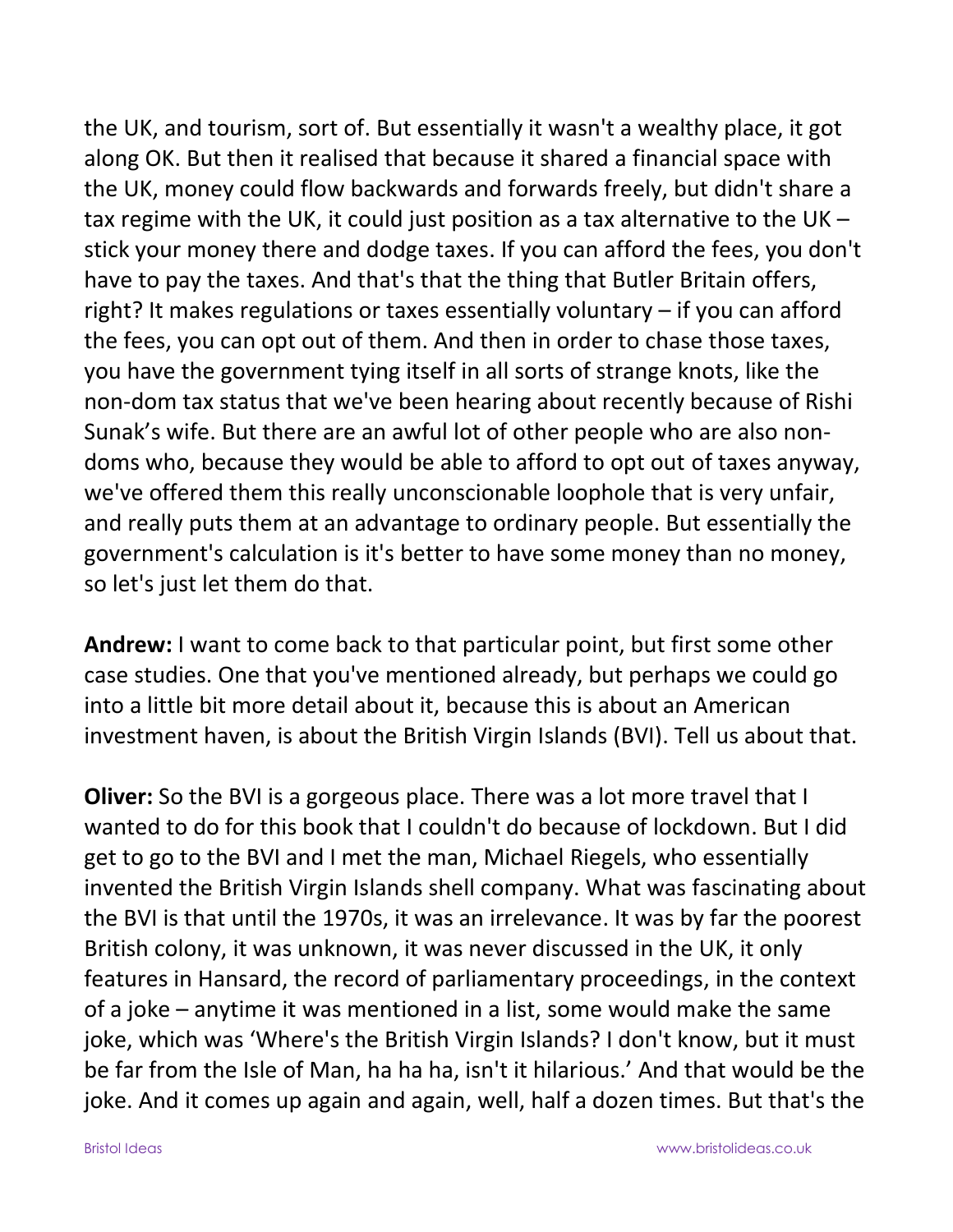the UK, and tourism, sort of. But essentially it wasn't a wealthy place, it got along OK. But then it realised that because it shared a financial space with the UK, money could flow backwards and forwards freely, but didn't share a tax regime with the UK, it could just position as a tax alternative to the UK – stick your money there and dodge taxes. If you can afford the fees, you don't have to pay the taxes. And that's that the thing that Butler Britain offers, right? It makes regulations or taxes essentially voluntary – if you can afford the fees, you can opt out of them. And then in order to chase those taxes, you have the government tying itself in all sorts of strange knots, like the non-dom tax status that we've been hearing about recently because of Rishi Sunak's wife. But there are an awful lot of other people who are also non-doms who, because they would be able to afford to opt out of taxes anyway, we've offered them this really unconscionable loophole that is very unfair, and really puts them at an advantage to ordinary people. But essentially the government's calculation is it's better to have some money than no money, so let's just let them do that.

**Andrew:** I want to come back to that particular point, but first some other case studies. One that you've mentioned already, but perhaps we could go into a little bit more detail about it, because this is about an American investment haven, is about the British Virgin Islands (BVI). Tell us about that.

**Oliver:** So the BVI is a gorgeous place. There was a lot more travel that I wanted to do for this book that I couldn't do because of lockdown. But I did get to go to the BVI and I met the man, Michael Riegels, who essentially invented the British Virgin Islands shell company. What was fascinating about the BVI is that until the 1970s, it was an irrelevance. It was by far the poorest British colony, it was unknown, it was never discussed in the UK, it only features in Hansard, the record of parliamentary proceedings, in the context of a joke – anytime it was mentioned in a list, some would make the same joke, which was 'Where's the British Virgin Islands? I don't know, but it must be far from the Isle of Man, ha ha ha, isn't it hilarious.' And that would be the joke. And it comes up again and again, well, half a dozen times. But that's the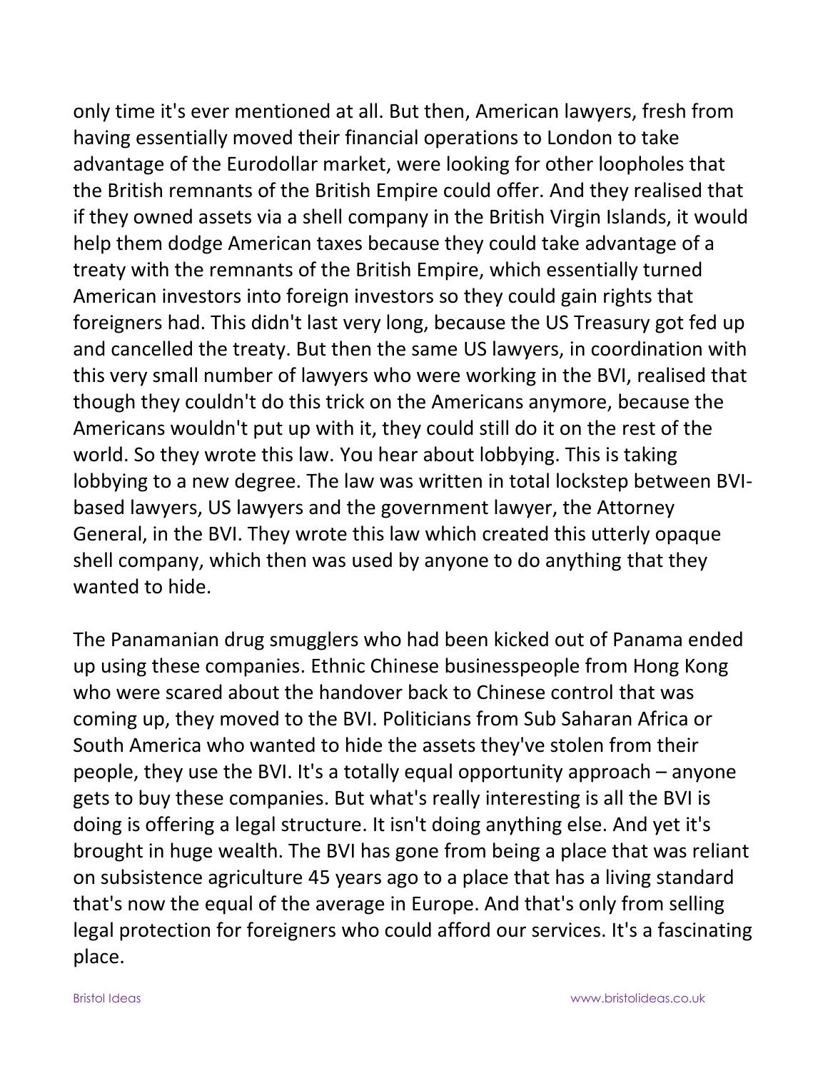only time it's ever mentioned at all. But then, American lawyers, fresh from having essentially moved their financial operations to London to take advantage of the Eurodollar market, were looking for other loopholes that the British remnants of the British Empire could offer. And they realised that if they owned assets via a shell company in the British Virgin Islands, it would help them dodge American taxes because they could take advantage of a treaty with the remnants of the British Empire, which essentially turned American investors into foreign investors so they could gain rights that foreigners had. This didn't last very long, because the US Treasury got fed up and cancelled the treaty. But then the same US lawyers, in coordination with this very small number of lawyers who were working in the BVI, realised that though they couldn't do this trick on the Americans anymore, because the Americans wouldn't put up with it, they could still do it on the rest of the world. So they wrote this law. You hear about lobbying. This is taking lobbying to a new degree. The law was written in total lockstep between BVI-based lawyers, US lawyers and the government lawyer, the Attorney General, in the BVI. They wrote this law which created this utterly opaque shell company, which then was used by anyone to do anything that they wanted to hide.

The Panamanian drug smugglers who had been kicked out of Panama ended up using these companies. Ethnic Chinese businesspeople from Hong Kong who were scared about the handover back to Chinese control that was coming up, they moved to the BVI. Politicians from Sub Saharan Africa or South America who wanted to hide the assets they've stolen from their people, they use the BVI. It's a totally equal opportunity approach – anyone gets to buy these companies. But what's really interesting is all the BVI is doing is offering a legal structure. It isn't doing anything else. And yet it's brought in huge wealth. The BVI has gone from being a place that was reliant on subsistence agriculture 45 years ago to a place that has a living standard that's now the equal of the average in Europe. And that's only from selling legal protection for foreigners who could afford our services. It's a fascinating place.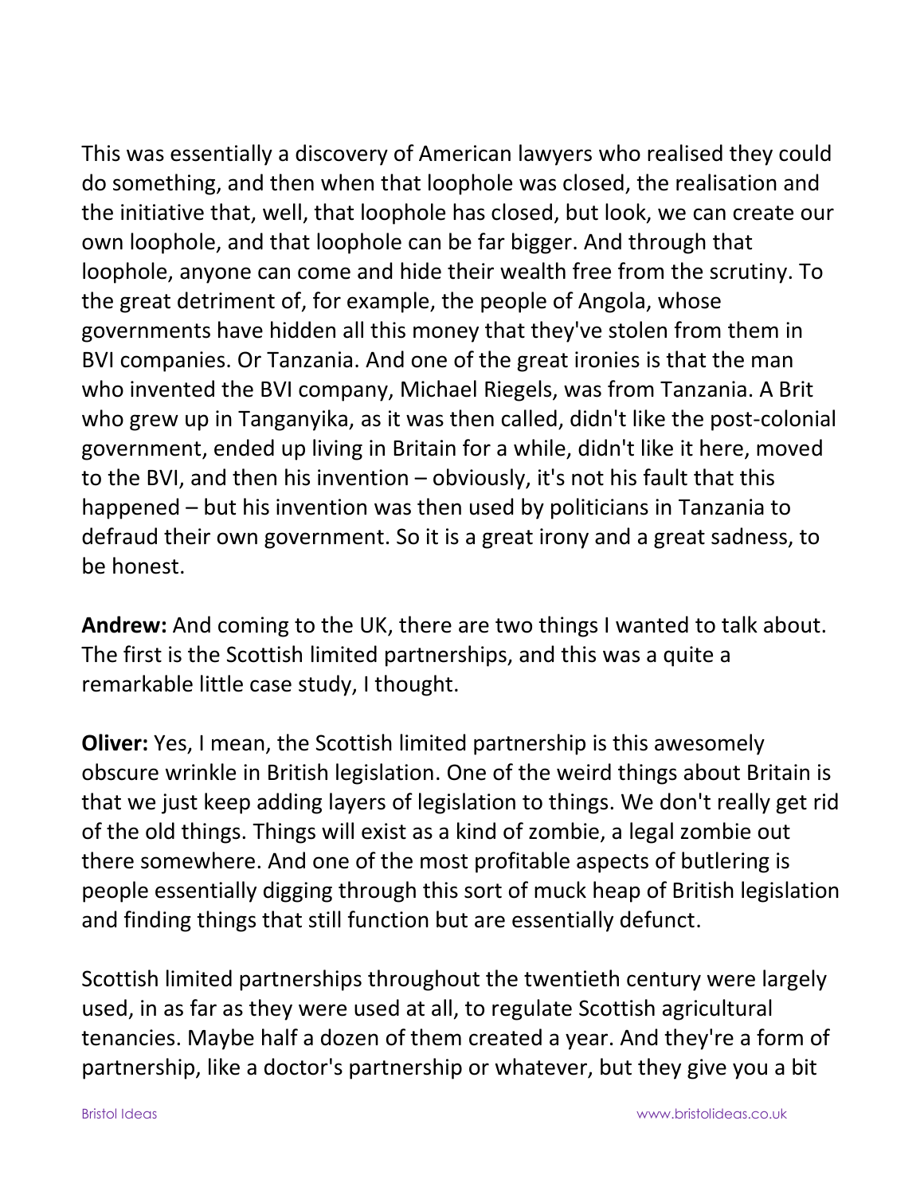This was essentially a discovery of American lawyers who realised they could do something, and then when that loophole was closed, the realisation and the initiative that, well, that loophole has closed, but look, we can create our own loophole, and that loophole can be far bigger. And through that loophole, anyone can come and hide their wealth free from the scrutiny. To the great detriment of, for example, the people of Angola, whose governments have hidden all this money that they've stolen from them in BVI companies. Or Tanzania. And one of the great ironies is that the man who invented the BVI company, Michael Riegels, was from Tanzania. A Brit who grew up in Tanganyika, as it was then called, didn't like the post-colonial government, ended up living in Britain for a while, didn't like it here, moved to the BVI, and then his invention – obviously, it's not his fault that this happened – but his invention was then used by politicians in Tanzania to defraud their own government. So it is a great irony and a great sadness, to be honest.

**Andrew:** And coming to the UK, there are two things I wanted to talk about. The first is the Scottish limited partnerships, and this was a quite a remarkable little case study, I thought.

**Oliver:** Yes, I mean, the Scottish limited partnership is this awesomely obscure wrinkle in British legislation. One of the weird things about Britain is that we just keep adding layers of legislation to things. We don't really get rid of the old things. Things will exist as a kind of zombie, a legal zombie out there somewhere. And one of the most profitable aspects of butlering is people essentially digging through this sort of muck heap of British legislation and finding things that still function but are essentially defunct.

Scottish limited partnerships throughout the twentieth century were largely used, in as far as they were used at all, to regulate Scottish agricultural tenancies. Maybe half a dozen of them created a year. And they're a form of partnership, like a doctor's partnership or whatever, but they give you a bit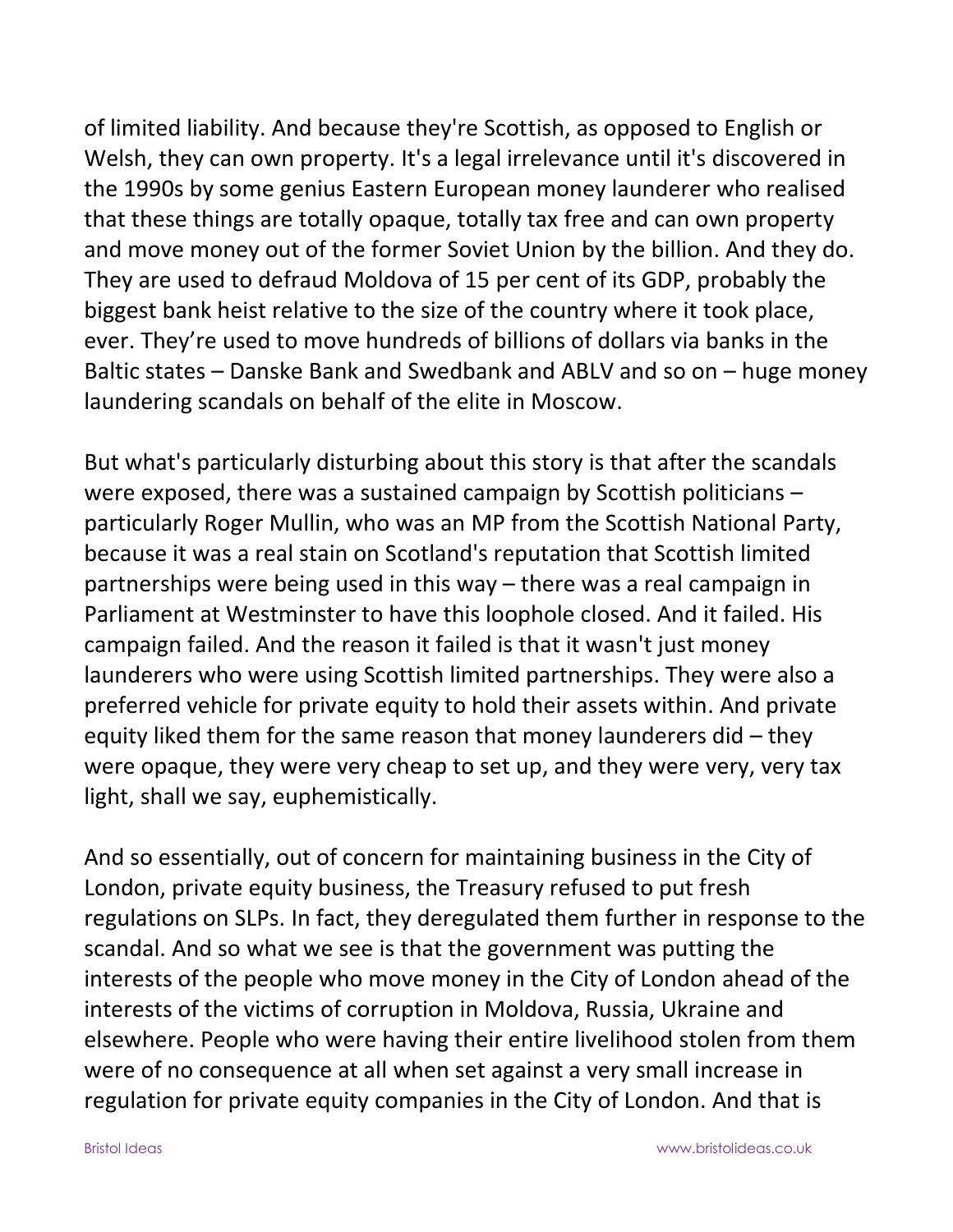of limited liability. And because they're Scottish, as opposed to English or Welsh, they can own property. It's a legal irrelevance until it's discovered in the 1990s by some genius Eastern European money launderer who realised that these things are totally opaque, totally tax free and can own property and move money out of the former Soviet Union by the billion. And they do. They are used to defraud Moldova of 15 per cent of its GDP, probably the biggest bank heist relative to the size of the country where it took place, ever. They're used to move hundreds of billions of dollars via banks in the Baltic states – Danske Bank and Swedbank and ABLV and so on – huge money laundering scandals on behalf of the elite in Moscow.

But what's particularly disturbing about this story is that after the scandals were exposed, there was a sustained campaign by Scottish politicians – particularly Roger Mullin, who was an MP from the Scottish National Party, because it was a real stain on Scotland's reputation that Scottish limited partnerships were being used in this way – there was a real campaign in Parliament at Westminster to have this loophole closed. And it failed. His campaign failed. And the reason it failed is that it wasn't just money launderers who were using Scottish limited partnerships. They were also a preferred vehicle for private equity to hold their assets within. And private equity liked them for the same reason that money launderers did – they were opaque, they were very cheap to set up, and they were very, very tax light, shall we say, euphemistically.

And so essentially, out of concern for maintaining business in the City of London, private equity business, the Treasury refused to put fresh regulations on SLPs. In fact, they deregulated them further in response to the scandal. And so what we see is that the government was putting the interests of the people who move money in the City of London ahead of the interests of the victims of corruption in Moldova, Russia, Ukraine and elsewhere. People who were having their entire livelihood stolen from them were of no consequence at all when set against a very small increase in regulation for private equity companies in the City of London. And that is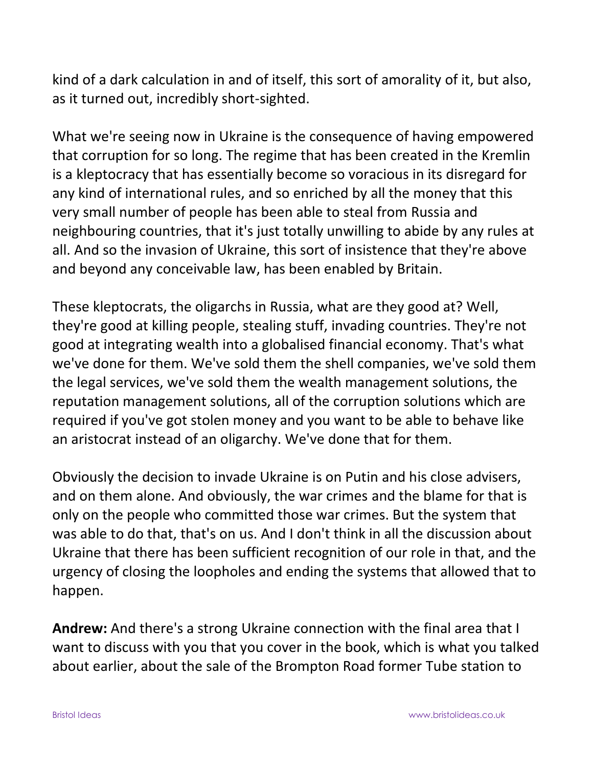kind of a dark calculation in and of itself, this sort of amorality of it, but also, as it turned out, incredibly short-sighted.

What we're seeing now in Ukraine is the consequence of having empowered that corruption for so long. The regime that has been created in the Kremlin is a kleptocracy that has essentially become so voracious in its disregard for any kind of international rules, and so enriched by all the money that this very small number of people has been able to steal from Russia and neighbouring countries, that it's just totally unwilling to abide by any rules at all. And so the invasion of Ukraine, this sort of insistence that they're above and beyond any conceivable law, has been enabled by Britain.

These kleptocrats, the oligarchs in Russia, what are they good at? Well, they're good at killing people, stealing stuff, invading countries. They're not good at integrating wealth into a globalised financial economy. That's what we've done for them. We've sold them the shell companies, we've sold them the legal services, we've sold them the wealth management solutions, the reputation management solutions, all of the corruption solutions which are required if you've got stolen money and you want to be able to behave like an aristocrat instead of an oligarchy. We've done that for them.

Obviously the decision to invade Ukraine is on Putin and his close advisers, and on them alone. And obviously, the war crimes and the blame for that is only on the people who committed those war crimes. But the system that was able to do that, that's on us. And I don't think in all the discussion about Ukraine that there has been sufficient recognition of our role in that, and the urgency of closing the loopholes and ending the systems that allowed that to happen.

**Andrew:** And there's a strong Ukraine connection with the final area that I want to discuss with you that you cover in the book, which is what you talked about earlier, about the sale of the Brompton Road former Tube station to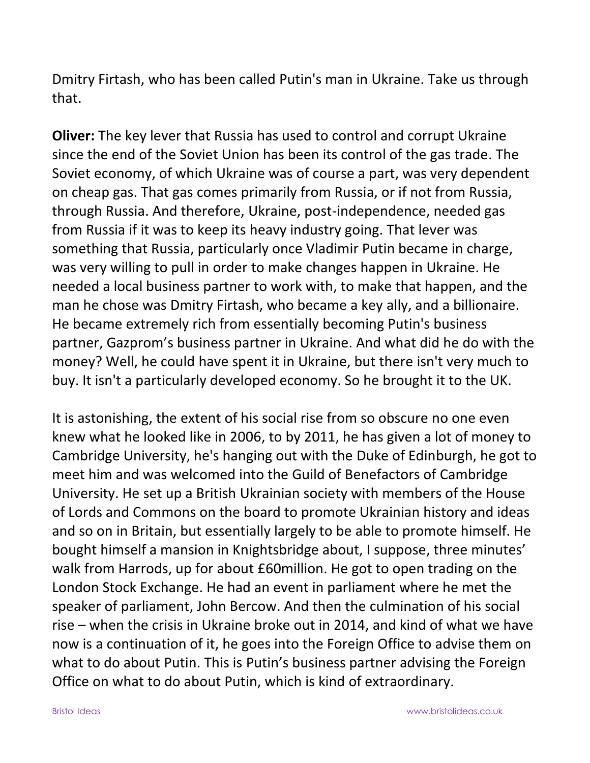Dmitry Firtash, who has been called Putin's man in Ukraine. Take us through that.

**Oliver:** The key lever that Russia has used to control and corrupt Ukraine since the end of the Soviet Union has been its control of the gas trade. The Soviet economy, of which Ukraine was of course a part, was very dependent on cheap gas. That gas comes primarily from Russia, or if not from Russia, through Russia. And therefore, Ukraine, post-independence, needed gas from Russia if it was to keep its heavy industry going. That lever was something that Russia, particularly once Vladimir Putin became in charge, was very willing to pull in order to make changes happen in Ukraine. He needed a local business partner to work with, to make that happen, and the man he chose was Dmitry Firtash, who became a key ally, and a billionaire. He became extremely rich from essentially becoming Putin's business partner, Gazprom's business partner in Ukraine. And what did he do with the money? Well, he could have spent it in Ukraine, but there isn't very much to buy. It isn't a particularly developed economy. So he brought it to the UK.

It is astonishing, the extent of his social rise from so obscure no one even knew what he looked like in 2006, to by 2011, he has given a lot of money to Cambridge University, he's hanging out with the Duke of Edinburgh, he got to meet him and was welcomed into the Guild of Benefactors of Cambridge University. He set up a British Ukrainian society with members of the House of Lords and Commons on the board to promote Ukrainian history and ideas and so on in Britain, but essentially largely to be able to promote himself. He bought himself a mansion in Knightsbridge about, I suppose, three minutes' walk from Harrods, up for about £60million. He got to open trading on the London Stock Exchange. He had an event in parliament where he met the speaker of parliament, John Bercow. And then the culmination of his social rise – when the crisis in Ukraine broke out in 2014, and kind of what we have now is a continuation of it, he goes into the Foreign Office to advise them on what to do about Putin. This is Putin's business partner advising the Foreign Office on what to do about Putin, which is kind of extraordinary.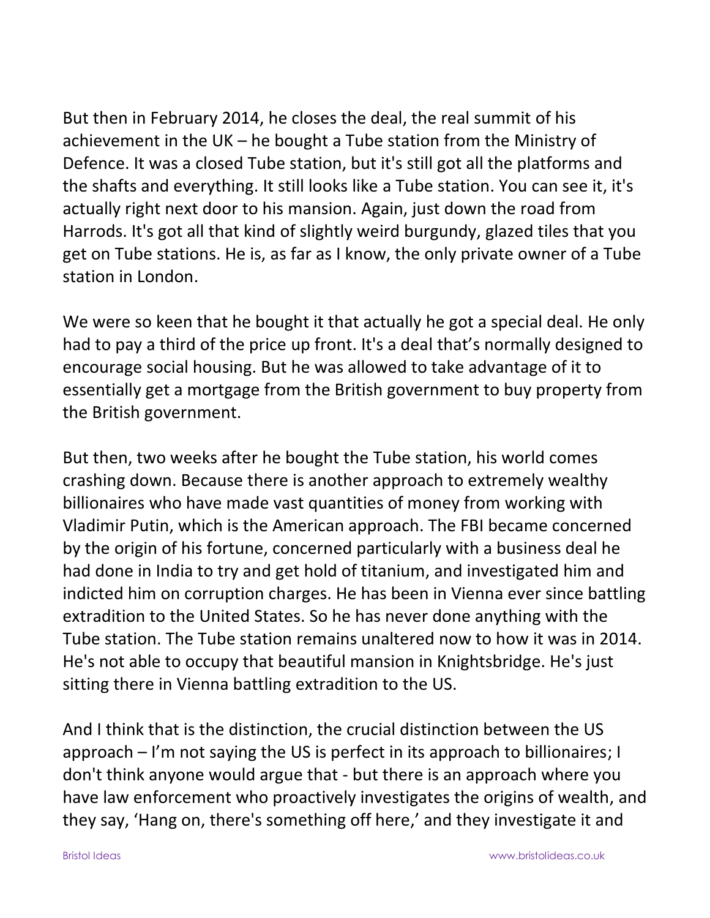But then in February 2014, he closes the deal, the real summit of his achievement in the UK – he bought a Tube station from the Ministry of Defence. It was a closed Tube station, but it's still got all the platforms and the shafts and everything. It still looks like a Tube station. You can see it, it's actually right next door to his mansion. Again, just down the road from Harrods. It's got all that kind of slightly weird burgundy, glazed tiles that you get on Tube stations. He is, as far as I know, the only private owner of a Tube station in London.

We were so keen that he bought it that actually he got a special deal. He only had to pay a third of the price up front. It's a deal that's normally designed to encourage social housing. But he was allowed to take advantage of it to essentially get a mortgage from the British government to buy property from the British government.

But then, two weeks after he bought the Tube station, his world comes crashing down. Because there is another approach to extremely wealthy billionaires who have made vast quantities of money from working with Vladimir Putin, which is the American approach. The FBI became concerned by the origin of his fortune, concerned particularly with a business deal he had done in India to try and get hold of titanium, and investigated him and indicted him on corruption charges. He has been in Vienna ever since battling extradition to the United States. So he has never done anything with the Tube station. The Tube station remains unaltered now to how it was in 2014. He's not able to occupy that beautiful mansion in Knightsbridge. He's just sitting there in Vienna battling extradition to the US.

And I think that is the distinction, the crucial distinction between the US approach – I'm not saying the US is perfect in its approach to billionaires; I don't think anyone would argue that - but there is an approach where you have law enforcement who proactively investigates the origins of wealth, and they say, 'Hang on, there's something off here,' and they investigate it and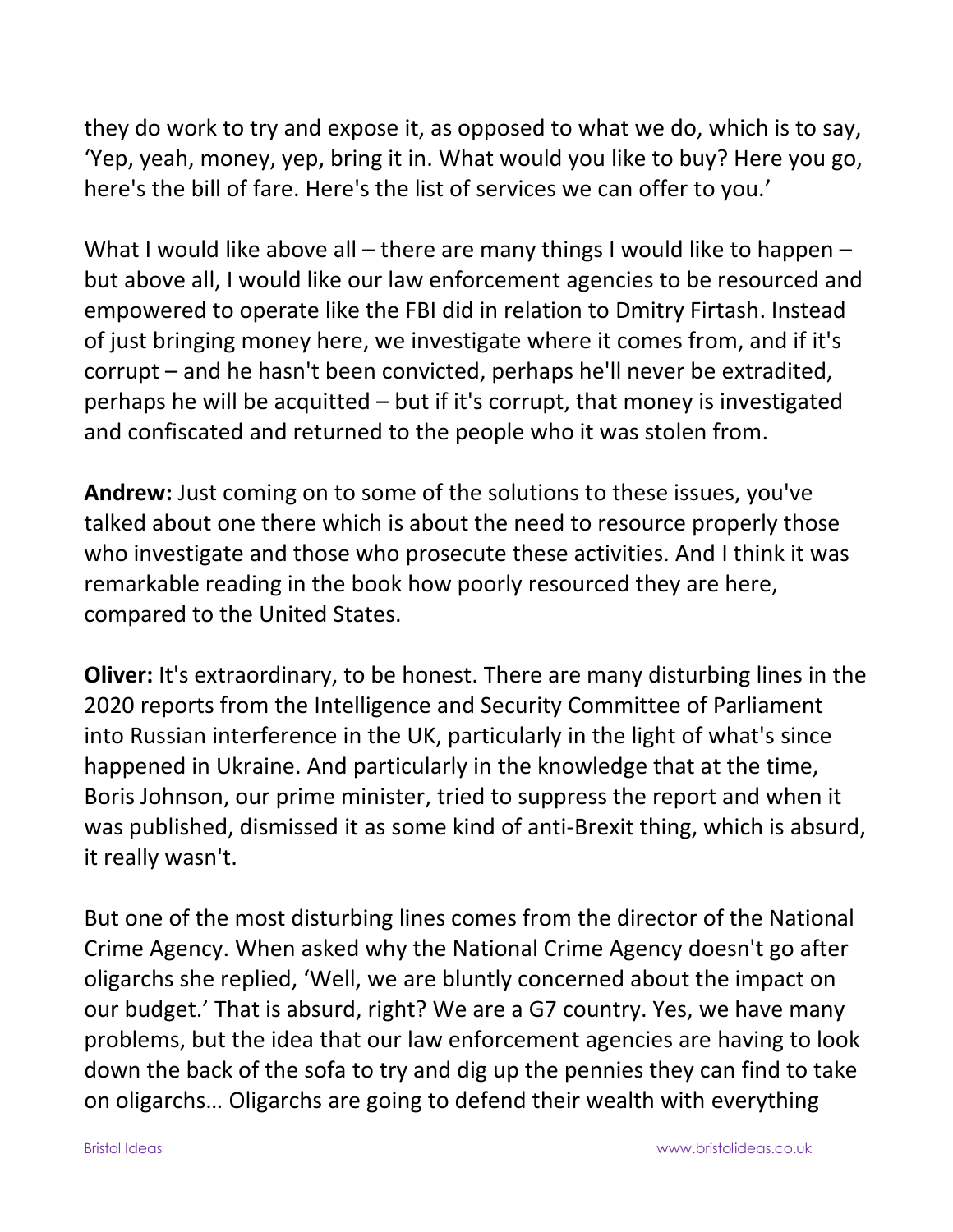they do work to try and expose it, as opposed to what we do, which is to say, 'Yep, yeah, money, yep, bring it in. What would you like to buy? Here you go, here's the bill of fare. Here's the list of services we can offer to you.'

What I would like above all – there are many things I would like to happen – but above all, I would like our law enforcement agencies to be resourced and empowered to operate like the FBI did in relation to Dmitry Firtash. Instead of just bringing money here, we investigate where it comes from, and if it's corrupt – and he hasn't been convicted, perhaps he'll never be extradited, perhaps he will be acquitted – but if it's corrupt, that money is investigated and confiscated and returned to the people who it was stolen from.

**Andrew:** Just coming on to some of the solutions to these issues, you've talked about one there which is about the need to resource properly those who investigate and those who prosecute these activities. And I think it was remarkable reading in the book how poorly resourced they are here, compared to the United States.

**Oliver:** It's extraordinary, to be honest. There are many disturbing lines in the 2020 reports from the Intelligence and Security Committee of Parliament into Russian interference in the UK, particularly in the light of what's since happened in Ukraine. And particularly in the knowledge that at the time, Boris Johnson, our prime minister, tried to suppress the report and when it was published, dismissed it as some kind of anti-Brexit thing, which is absurd, it really wasn't.

But one of the most disturbing lines comes from the director of the National Crime Agency. When asked why the National Crime Agency doesn't go after oligarchs she replied, 'Well, we are bluntly concerned about the impact on our budget.' That is absurd, right? We are a G7 country. Yes, we have many problems, but the idea that our law enforcement agencies are having to look down the back of the sofa to try and dig up the pennies they can find to take on oligarchs… Oligarchs are going to defend their wealth with everything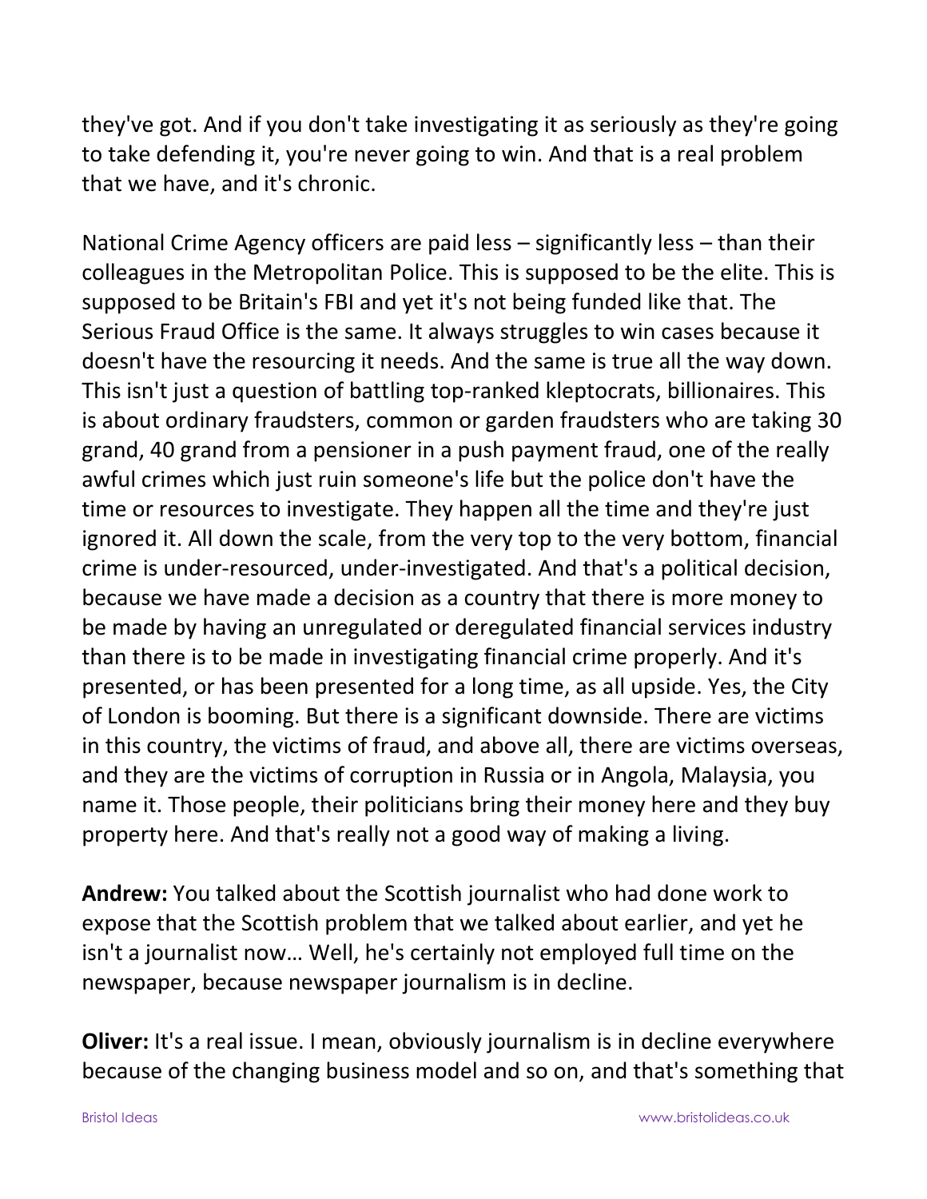they've got. And if you don't take investigating it as seriously as they're going to take defending it, you're never going to win. And that is a real problem that we have, and it's chronic.

National Crime Agency officers are paid less – significantly less – than their colleagues in the Metropolitan Police. This is supposed to be the elite. This is supposed to be Britain's FBI and yet it's not being funded like that. The Serious Fraud Office is the same. It always struggles to win cases because it doesn't have the resourcing it needs. And the same is true all the way down. This isn't just a question of battling top-ranked kleptocrats, billionaires. This is about ordinary fraudsters, common or garden fraudsters who are taking 30 grand, 40 grand from a pensioner in a push payment fraud, one of the really awful crimes which just ruin someone's life but the police don't have the time or resources to investigate. They happen all the time and they're just ignored it. All down the scale, from the very top to the very bottom, financial crime is under-resourced, under-investigated. And that's a political decision, because we have made a decision as a country that there is more money to be made by having an unregulated or deregulated financial services industry than there is to be made in investigating financial crime properly. And it's presented, or has been presented for a long time, as all upside. Yes, the City of London is booming. But there is a significant downside. There are victims in this country, the victims of fraud, and above all, there are victims overseas, and they are the victims of corruption in Russia or in Angola, Malaysia, you name it. Those people, their politicians bring their money here and they buy property here. And that's really not a good way of making a living.

**Andrew:** You talked about the Scottish journalist who had done work to expose that the Scottish problem that we talked about earlier, and yet he isn't a journalist now… Well, he's certainly not employed full time on the newspaper, because newspaper journalism is in decline.

**Oliver:** It's a real issue. I mean, obviously journalism is in decline everywhere because of the changing business model and so on, and that's something that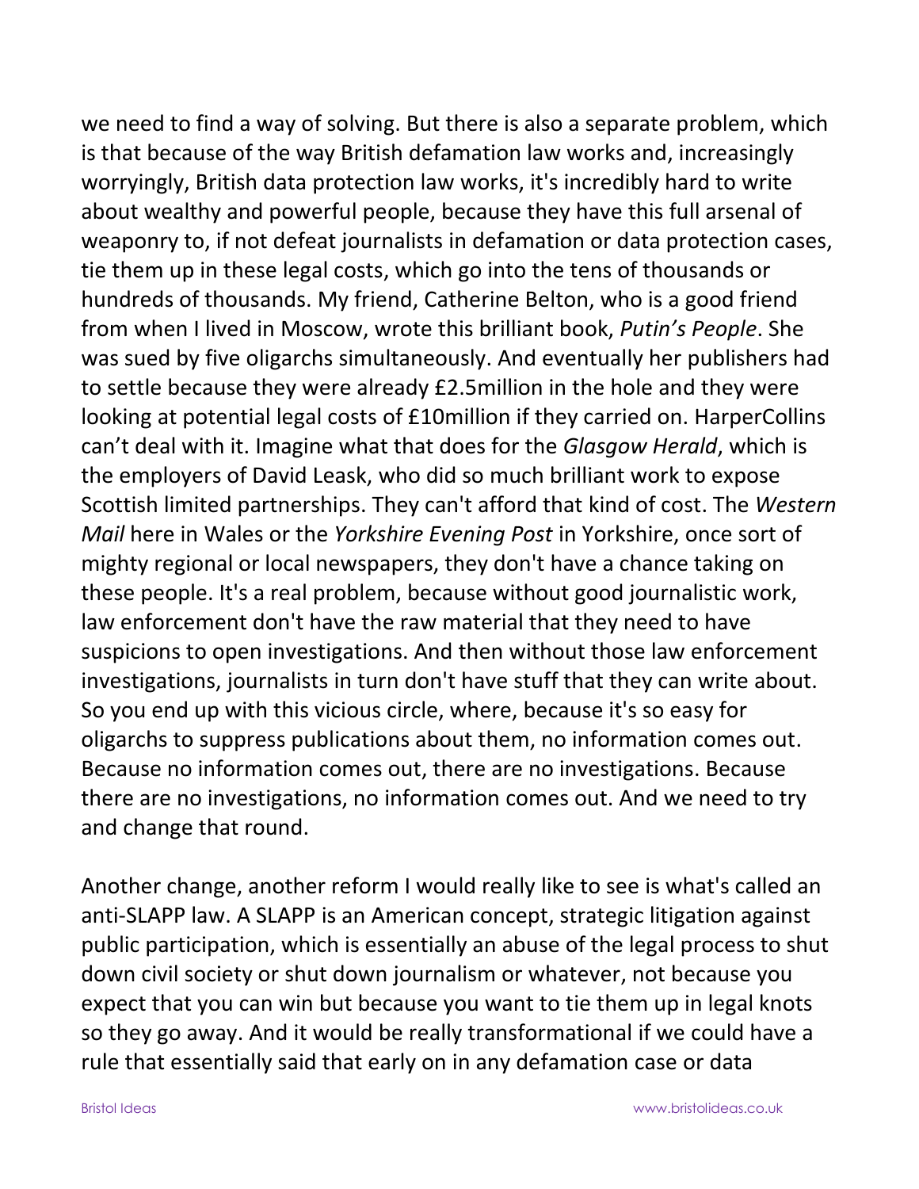we need to find a way of solving. But there is also a separate problem, which is that because of the way British defamation law works and, increasingly worryingly, British data protection law works, it's incredibly hard to write about wealthy and powerful people, because they have this full arsenal of weaponry to, if not defeat journalists in defamation or data protection cases, tie them up in these legal costs, which go into the tens of thousands or hundreds of thousands. My friend, Catherine Belton, who is a good friend from when I lived in Moscow, wrote this brilliant book, *Putin's People*. She was sued by five oligarchs simultaneously. And eventually her publishers had to settle because they were already £2.5million in the hole and they were looking at potential legal costs of £10million if they carried on. HarperCollins can't deal with it. Imagine what that does for the *Glasgow Herald*, which is the employers of David Leask, who did so much brilliant work to expose Scottish limited partnerships. They can't afford that kind of cost. The *Western Mail* here in Wales or the *Yorkshire Evening Post* in Yorkshire, once sort of mighty regional or local newspapers, they don't have a chance taking on these people. It's a real problem, because without good journalistic work, law enforcement don't have the raw material that they need to have suspicions to open investigations. And then without those law enforcement investigations, journalists in turn don't have stuff that they can write about. So you end up with this vicious circle, where, because it's so easy for oligarchs to suppress publications about them, no information comes out. Because no information comes out, there are no investigations. Because there are no investigations, no information comes out. And we need to try and change that round.

Another change, another reform I would really like to see is what's called an anti-SLAPP law. A SLAPP is an American concept, strategic litigation against public participation, which is essentially an abuse of the legal process to shut down civil society or shut down journalism or whatever, not because you expect that you can win but because you want to tie them up in legal knots so they go away. And it would be really transformational if we could have a rule that essentially said that early on in any defamation case or data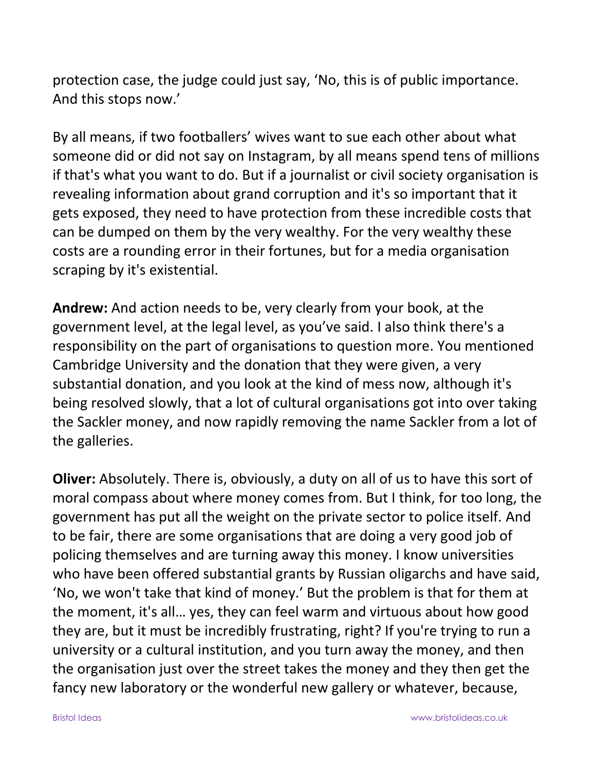protection case, the judge could just say, 'No, this is of public importance. And this stops now.'

By all means, if two footballers' wives want to sue each other about what someone did or did not say on Instagram, by all means spend tens of millions if that's what you want to do. But if a journalist or civil society organisation is revealing information about grand corruption and it's so important that it gets exposed, they need to have protection from these incredible costs that can be dumped on them by the very wealthy. For the very wealthy these costs are a rounding error in their fortunes, but for a media organisation scraping by it's existential.

**Andrew:** And action needs to be, very clearly from your book, at the government level, at the legal level, as you've said. I also think there's a responsibility on the part of organisations to question more. You mentioned Cambridge University and the donation that they were given, a very substantial donation, and you look at the kind of mess now, although it's being resolved slowly, that a lot of cultural organisations got into over taking the Sackler money, and now rapidly removing the name Sackler from a lot of the galleries.

**Oliver:** Absolutely. There is, obviously, a duty on all of us to have this sort of moral compass about where money comes from. But I think, for too long, the government has put all the weight on the private sector to police itself. And to be fair, there are some organisations that are doing a very good job of policing themselves and are turning away this money. I know universities who have been offered substantial grants by Russian oligarchs and have said, 'No, we won't take that kind of money.' But the problem is that for them at the moment, it's all… yes, they can feel warm and virtuous about how good they are, but it must be incredibly frustrating, right? If you're trying to run a university or a cultural institution, and you turn away the money, and then the organisation just over the street takes the money and they then get the fancy new laboratory or the wonderful new gallery or whatever, because,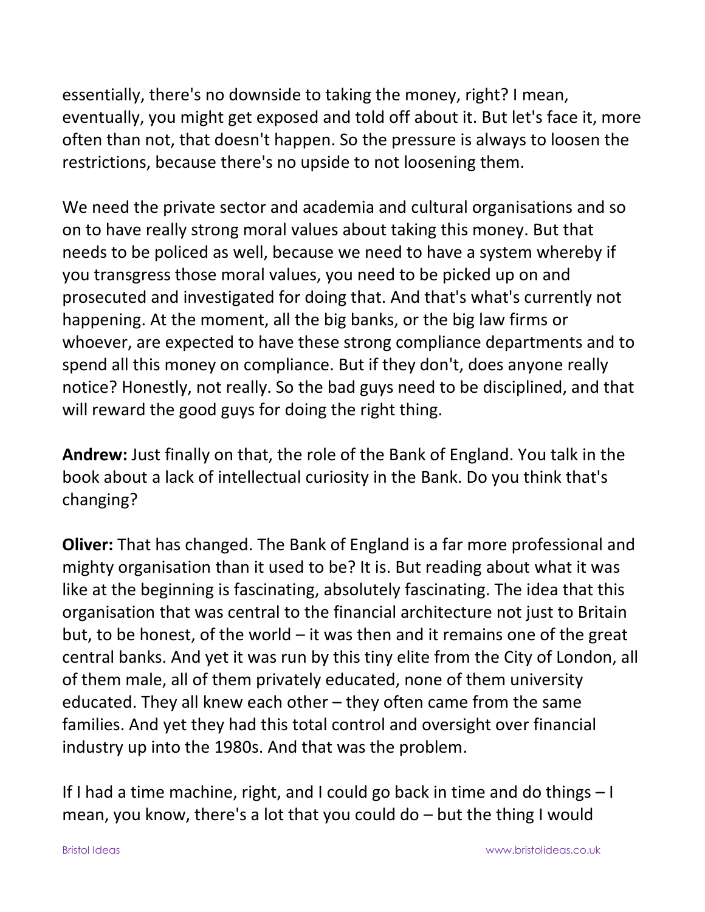essentially, there's no downside to taking the money, right? I mean, eventually, you might get exposed and told off about it. But let's face it, more often than not, that doesn't happen. So the pressure is always to loosen the restrictions, because there's no upside to not loosening them.

We need the private sector and academia and cultural organisations and so on to have really strong moral values about taking this money. But that needs to be policed as well, because we need to have a system whereby if you transgress those moral values, you need to be picked up on and prosecuted and investigated for doing that. And that's what's currently not happening. At the moment, all the big banks, or the big law firms or whoever, are expected to have these strong compliance departments and to spend all this money on compliance. But if they don't, does anyone really notice? Honestly, not really. So the bad guys need to be disciplined, and that will reward the good guys for doing the right thing.

**Andrew:** Just finally on that, the role of the Bank of England. You talk in the book about a lack of intellectual curiosity in the Bank. Do you think that's changing?

**Oliver:** That has changed. The Bank of England is a far more professional and mighty organisation than it used to be? It is. But reading about what it was like at the beginning is fascinating, absolutely fascinating. The idea that this organisation that was central to the financial architecture not just to Britain but, to be honest, of the world – it was then and it remains one of the great central banks. And yet it was run by this tiny elite from the City of London, all of them male, all of them privately educated, none of them university educated. They all knew each other – they often came from the same families. And yet they had this total control and oversight over financial industry up into the 1980s. And that was the problem.

If I had a time machine, right, and I could go back in time and do things – I mean, you know, there's a lot that you could do – but the thing I would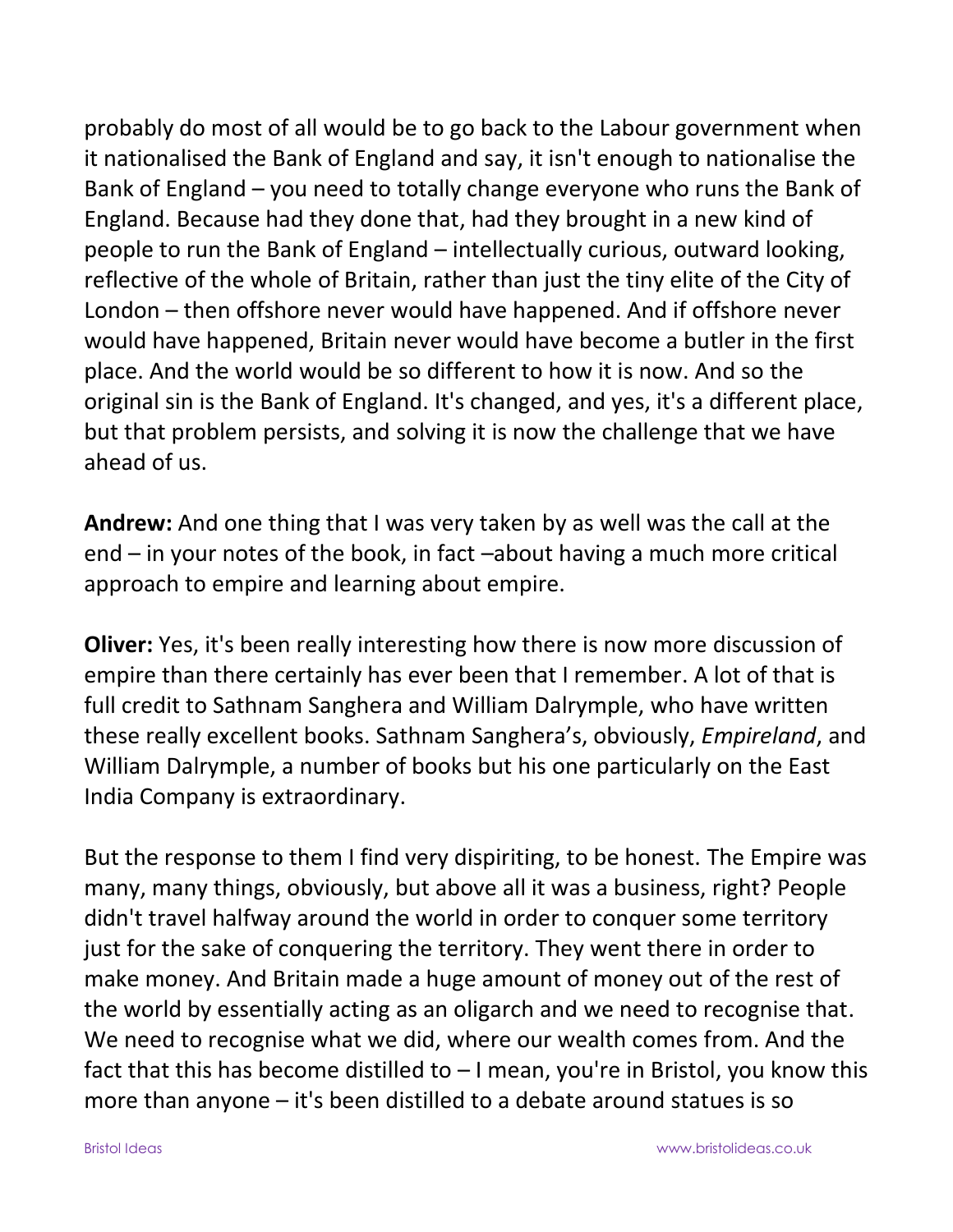probably do most of all would be to go back to the Labour government when it nationalised the Bank of England and say, it isn't enough to nationalise the Bank of England – you need to totally change everyone who runs the Bank of England. Because had they done that, had they brought in a new kind of people to run the Bank of England – intellectually curious, outward looking, reflective of the whole of Britain, rather than just the tiny elite of the City of London – then offshore never would have happened. And if offshore never would have happened, Britain never would have become a butler in the first place. And the world would be so different to how it is now. And so the original sin is the Bank of England. It's changed, and yes, it's a different place, but that problem persists, and solving it is now the challenge that we have ahead of us.

**Andrew:** And one thing that I was very taken by as well was the call at the end – in your notes of the book, in fact –about having a much more critical approach to empire and learning about empire.

**Oliver:** Yes, it's been really interesting how there is now more discussion of empire than there certainly has ever been that I remember. A lot of that is full credit to Sathnam Sanghera and William Dalrymple, who have written these really excellent books. Sathnam Sanghera's, obviously, *Empireland*, and William Dalrymple, a number of books but his one particularly on the East India Company is extraordinary.

But the response to them I find very dispiriting, to be honest. The Empire was many, many things, obviously, but above all it was a business, right? People didn't travel halfway around the world in order to conquer some territory just for the sake of conquering the territory. They went there in order to make money. And Britain made a huge amount of money out of the rest of the world by essentially acting as an oligarch and we need to recognise that. We need to recognise what we did, where our wealth comes from. And the fact that this has become distilled to – I mean, you're in Bristol, you know this more than anyone – it's been distilled to a debate around statues is so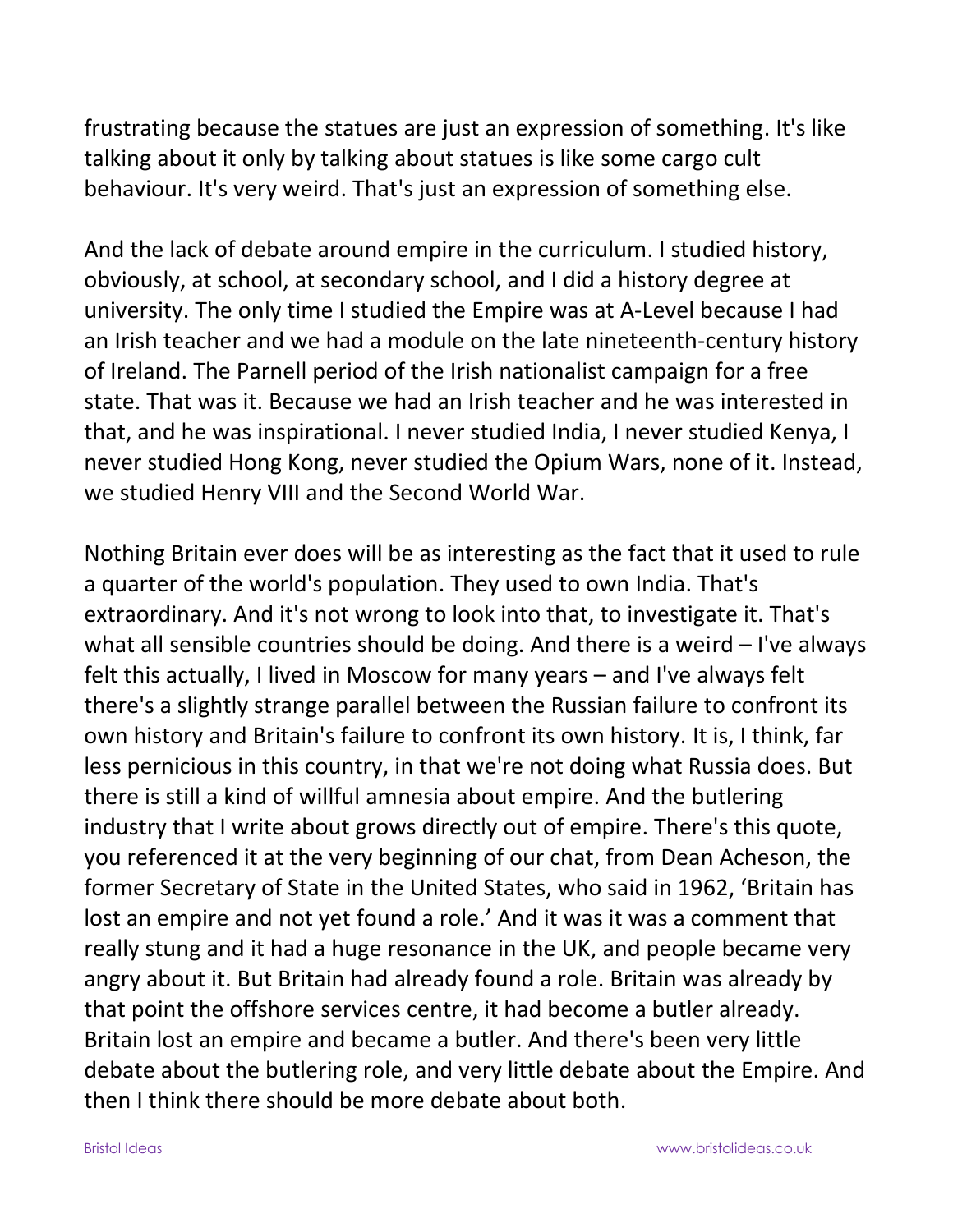frustrating because the statues are just an expression of something. It's like talking about it only by talking about statues is like some cargo cult behaviour. It's very weird. That's just an expression of something else.

And the lack of debate around empire in the curriculum. I studied history, obviously, at school, at secondary school, and I did a history degree at university. The only time I studied the Empire was at A-Level because I had an Irish teacher and we had a module on the late nineteenth-century history of Ireland. The Parnell period of the Irish nationalist campaign for a free state. That was it. Because we had an Irish teacher and he was interested in that, and he was inspirational. I never studied India, I never studied Kenya, I never studied Hong Kong, never studied the Opium Wars, none of it. Instead, we studied Henry VIII and the Second World War.

Nothing Britain ever does will be as interesting as the fact that it used to rule a quarter of the world's population. They used to own India. That's extraordinary. And it's not wrong to look into that, to investigate it. That's what all sensible countries should be doing. And there is a weird – I've always felt this actually, I lived in Moscow for many years – and I've always felt there's a slightly strange parallel between the Russian failure to confront its own history and Britain's failure to confront its own history. It is, I think, far less pernicious in this country, in that we're not doing what Russia does. But there is still a kind of willful amnesia about empire. And the butlering industry that I write about grows directly out of empire. There's this quote, you referenced it at the very beginning of our chat, from Dean Acheson, the former Secretary of State in the United States, who said in 1962, 'Britain has lost an empire and not yet found a role.' And it was it was a comment that really stung and it had a huge resonance in the UK, and people became very angry about it. But Britain had already found a role. Britain was already by that point the offshore services centre, it had become a butler already. Britain lost an empire and became a butler. And there's been very little debate about the butlering role, and very little debate about the Empire. And then I think there should be more debate about both.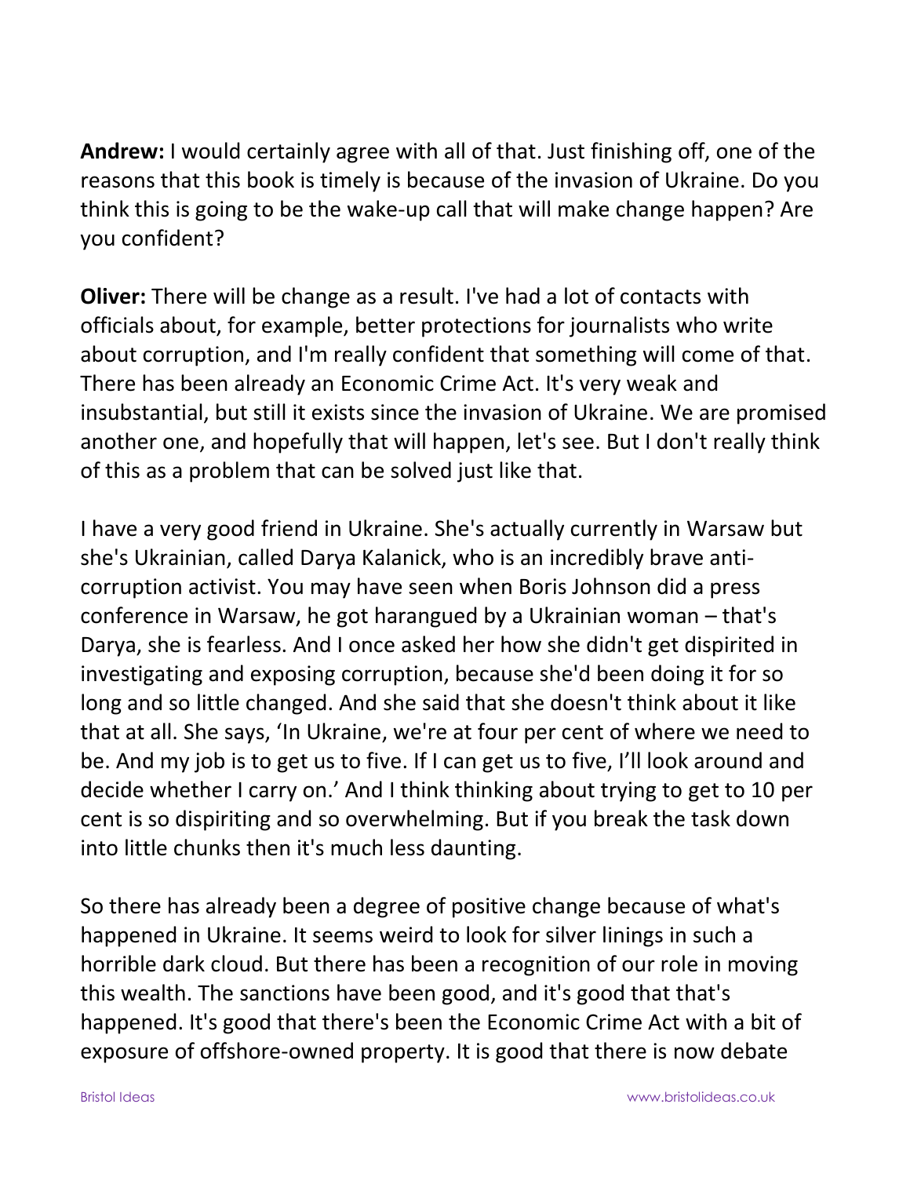**Andrew:** I would certainly agree with all of that. Just finishing off, one of the reasons that this book is timely is because of the invasion of Ukraine. Do you think this is going to be the wake-up call that will make change happen? Are you confident?

**Oliver:** There will be change as a result. I've had a lot of contacts with officials about, for example, better protections for journalists who write about corruption, and I'm really confident that something will come of that. There has been already an Economic Crime Act. It's very weak and insubstantial, but still it exists since the invasion of Ukraine. We are promised another one, and hopefully that will happen, let's see. But I don't really think of this as a problem that can be solved just like that.

I have a very good friend in Ukraine. She's actually currently in Warsaw but she's Ukrainian, called Darya Kalanick, who is an incredibly brave anti-corruption activist. You may have seen when Boris Johnson did a press conference in Warsaw, he got harangued by a Ukrainian woman – that's Darya, she is fearless. And I once asked her how she didn't get dispirited in investigating and exposing corruption, because she'd been doing it for so long and so little changed. And she said that she doesn't think about it like that at all. She says, 'In Ukraine, we're at four per cent of where we need to be. And my job is to get us to five. If I can get us to five, I'll look around and decide whether I carry on.' And I think thinking about trying to get to 10 per cent is so dispiriting and so overwhelming. But if you break the task down into little chunks then it's much less daunting.

So there has already been a degree of positive change because of what's happened in Ukraine. It seems weird to look for silver linings in such a horrible dark cloud. But there has been a recognition of our role in moving this wealth. The sanctions have been good, and it's good that that's happened. It's good that there's been the Economic Crime Act with a bit of exposure of offshore-owned property. It is good that there is now debate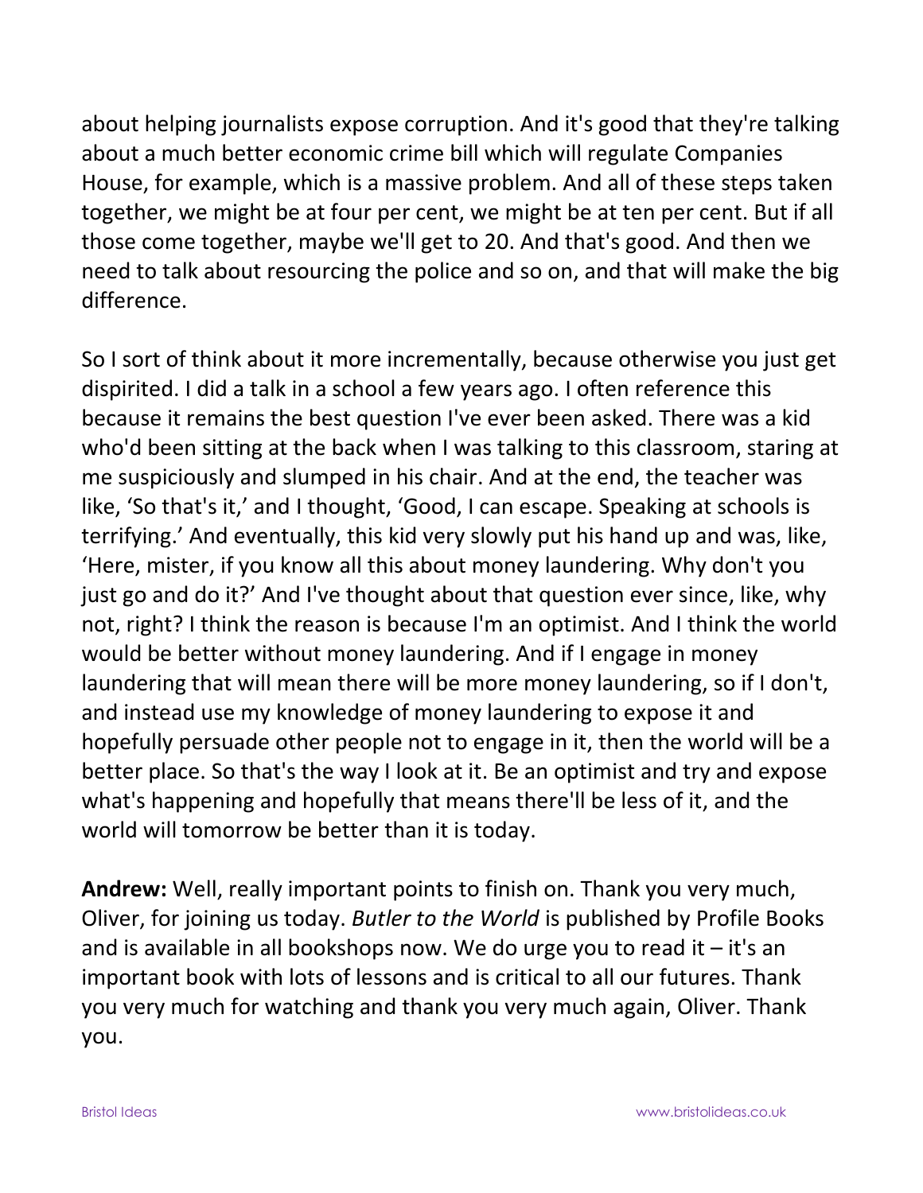about helping journalists expose corruption. And it's good that they're talking about a much better economic crime bill which will regulate Companies House, for example, which is a massive problem. And all of these steps taken together, we might be at four per cent, we might be at ten per cent. But if all those come together, maybe we'll get to 20. And that's good. And then we need to talk about resourcing the police and so on, and that will make the big difference.

So I sort of think about it more incrementally, because otherwise you just get dispirited. I did a talk in a school a few years ago. I often reference this because it remains the best question I've ever been asked. There was a kid who'd been sitting at the back when I was talking to this classroom, staring at me suspiciously and slumped in his chair. And at the end, the teacher was like, 'So that's it,' and I thought, 'Good, I can escape. Speaking at schools is terrifying.' And eventually, this kid very slowly put his hand up and was, like, 'Here, mister, if you know all this about money laundering. Why don't you just go and do it?' And I've thought about that question ever since, like, why not, right? I think the reason is because I'm an optimist. And I think the world would be better without money laundering. And if I engage in money laundering that will mean there will be more money laundering, so if I don't, and instead use my knowledge of money laundering to expose it and hopefully persuade other people not to engage in it, then the world will be a better place. So that's the way I look at it. Be an optimist and try and expose what's happening and hopefully that means there'll be less of it, and the world will tomorrow be better than it is today.

**Andrew:** Well, really important points to finish on. Thank you very much, Oliver, for joining us today. *Butler to the World* is published by Profile Books and is available in all bookshops now. We do urge you to read it – it's an important book with lots of lessons and is critical to all our futures. Thank you very much for watching and thank you very much again, Oliver. Thank you.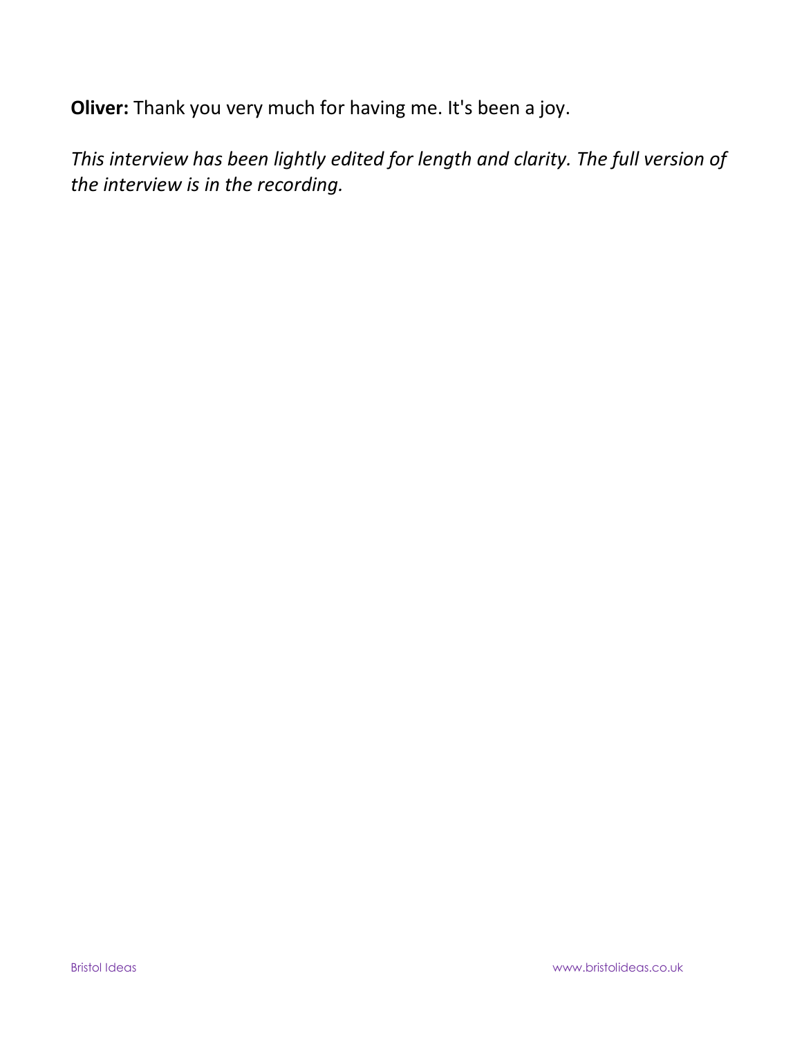**Oliver:** Thank you very much for having me. It's been a joy.

*This interview has been lightly edited for length and clarity. The full version of the interview is in the recording.*